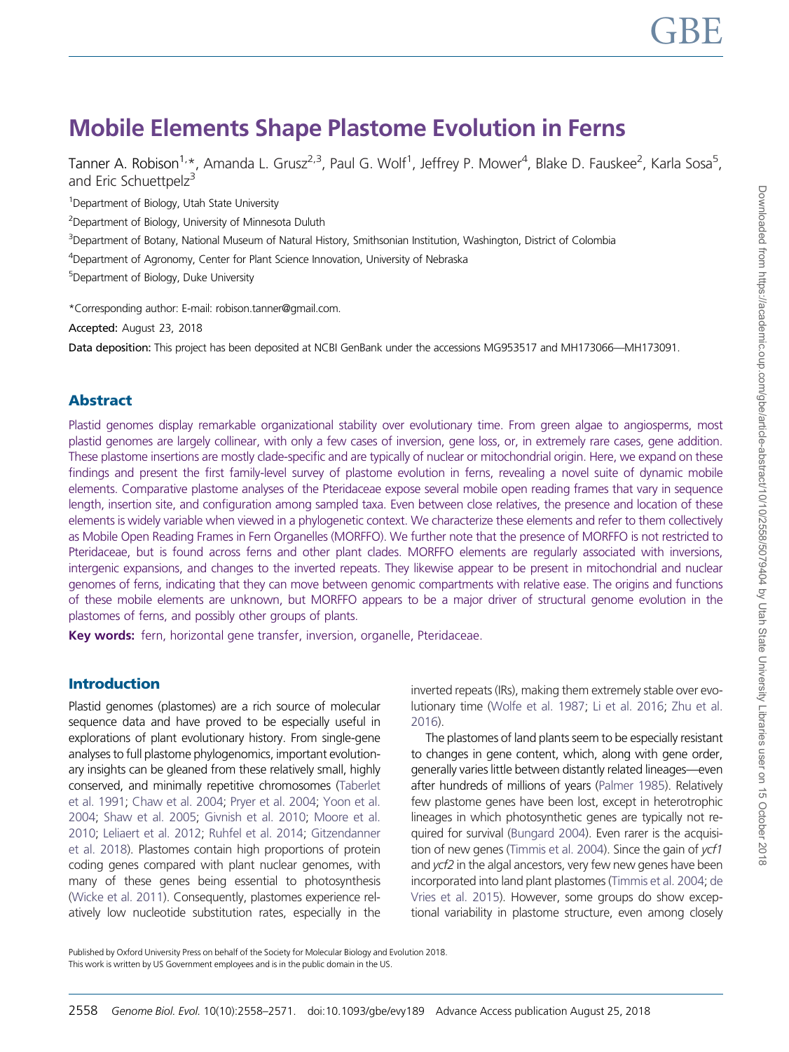# Mobile Elements Shape Plastome Evolution in Ferns

Tanner A. Robison[1,*], Amanda L. Grusz[2,3], Paul G. Wolf[1], Jeffrey P. Mower[4], Blake D. Fauskee[2], Karla Sosa[5], and Eric Schuettpelz[3]

[1]Department of Biology, Utah State University

[2]Department of Biology, University of Minnesota Duluth

[3]Department of Botany, National Museum of Natural History, Smithsonian Institution, Washington, District of Colombia

[4]Department of Agronomy, Center for Plant Science Innovation, University of Nebraska

[5]Department of Biology, Duke University

*Corresponding author: E-mail: robison.tanner@gmail.com.

**Accepted:** August 23, 2018

**Data deposition:** This project has been deposited at NCBI GenBank under the accessions MG953517 and MH173066—MH173091.

## Abstract

Plastid genomes display remarkable organizational stability over evolutionary time. From green algae to angiosperms, most plastid genomes are largely collinear, with only a few cases of inversion, gene loss, or, in extremely rare cases, gene addition. These plastome insertions are mostly clade-specific and are typically of nuclear or mitochondrial origin. Here, we expand on these findings and present the first family-level survey of plastome evolution in ferns, revealing a novel suite of dynamic mobile elements. Comparative plastome analyses of the Pteridaceae expose several mobile open reading frames that vary in sequence length, insertion site, and configuration among sampled taxa. Even between close relatives, the presence and location of these elements is widely variable when viewed in a phylogenetic context. We characterize these elements and refer to them collectively as Mobile Open Reading Frames in Fern Organelles (MORFFO). We further note that the presence of MORFFO is not restricted to Pteridaceae, but is found across ferns and other plant clades. MORFFO elements are regularly associated with inversions, intergenic expansions, and changes to the inverted repeats. They likewise appear to be present in mitochondrial and nuclear genomes of ferns, indicating that they can move between genomic compartments with relative ease. The origins and functions of these mobile elements are unknown, but MORFFO appears to be a major driver of structural genome evolution in the plastomes of ferns, and possibly other groups of plants.

**Key words:** fern, horizontal gene transfer, inversion, organelle, Pteridaceae.

## Introduction

Plastid genomes (plastomes) are a rich source of molecular sequence data and have proved to be especially useful in explorations of plant evolutionary history. From single-gene analyses to full plastome phylogenomics, important evolutionary insights can be gleaned from these relatively small, highly conserved, and minimally repetitive chromosomes (Taberlet et al. 1991; Chaw et al. 2004; Pryer et al. 2004; Yoon et al. 2004; Shaw et al. 2005; Givnish et al. 2010; Moore et al. 2010; Leliaert et al. 2012; Ruhfel et al. 2014; Gitzendanner et al. 2018). Plastomes contain high proportions of protein coding genes compared with plant nuclear genomes, with many of these genes being essential to photosynthesis (Wicke et al. 2011). Consequently, plastomes experience relatively low nucleotide substitution rates, especially in the inverted repeats (IRs), making them extremely stable over evolutionary time (Wolfe et al. 1987; Li et al. 2016; Zhu et al. 2016).

The plastomes of land plants seem to be especially resistant to changes in gene content, which, along with gene order, generally varies little between distantly related lineages—even after hundreds of millions of years (Palmer 1985). Relatively few plastome genes have been lost, except in heterotrophic lineages in which photosynthetic genes are typically not required for survival (Bungard 2004). Even rarer is the acquisition of new genes (Timmis et al. 2004). Since the gain of *ycf1* and *ycf2* in the algal ancestors, very few new genes have been incorporated into land plant plastomes (Timmis et al. 2004; de Vries et al. 2015). However, some groups do show exceptional variability in plastome structure, even among closely

Published by Oxford University Press on behalf of the Society for Molecular Biology and Evolution 2018.
This work is written by US Government employees and is in the public domain in the US.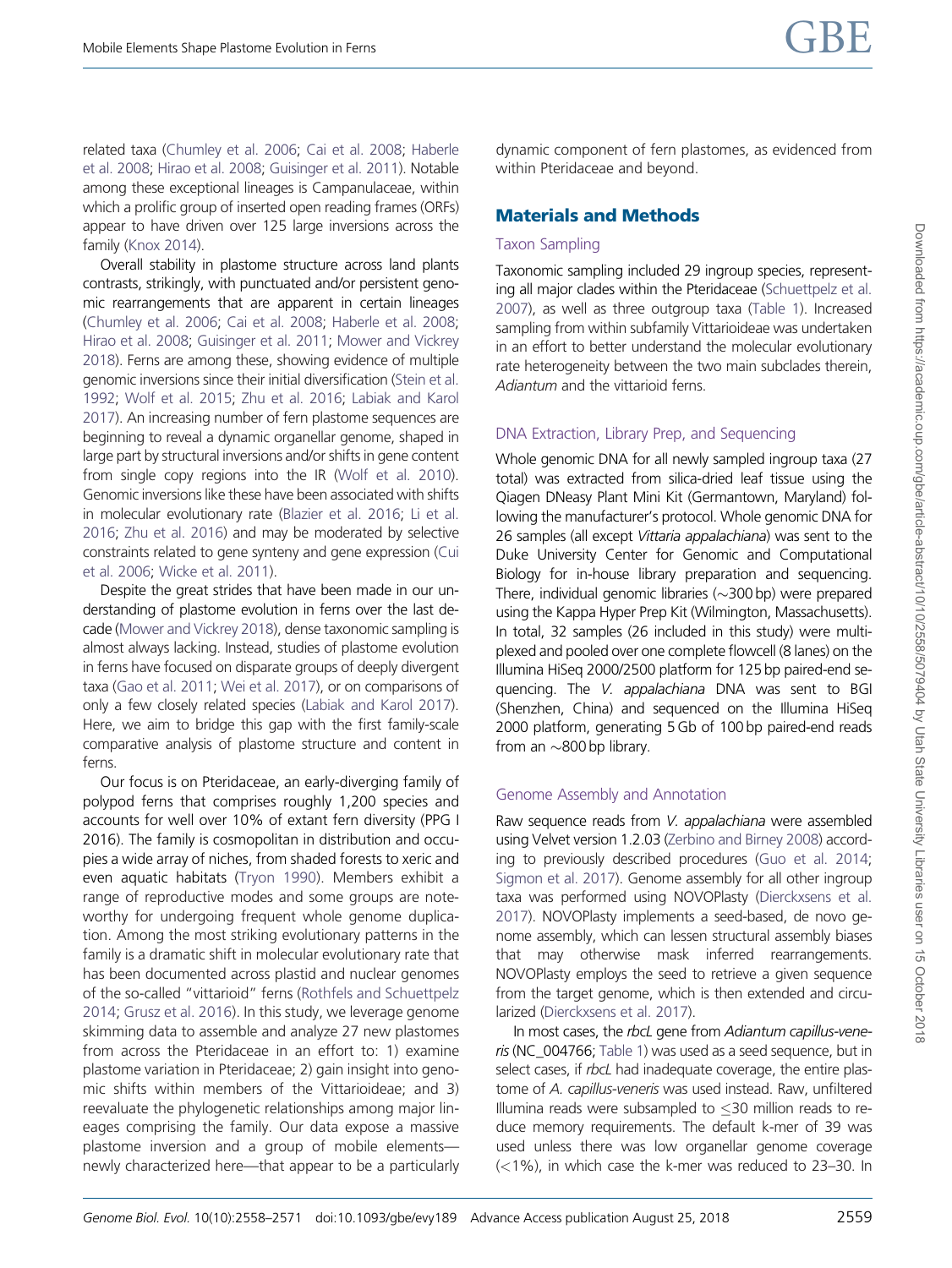related taxa (Chumley et al. 2006; Cai et al. 2008; Haberle et al. 2008; Hirao et al. 2008; Guisinger et al. 2011). Notable among these exceptional lineages is Campanulaceae, within which a prolific group of inserted open reading frames (ORFs) appear to have driven over 125 large inversions across the family (Knox 2014).

Overall stability in plastome structure across land plants contrasts, strikingly, with punctuated and/or persistent genomic rearrangements that are apparent in certain lineages (Chumley et al. 2006; Cai et al. 2008; Haberle et al. 2008; Hirao et al. 2008; Guisinger et al. 2011; Mower and Vickrey 2018). Ferns are among these, showing evidence of multiple genomic inversions since their initial diversification (Stein et al. 1992; Wolf et al. 2015; Zhu et al. 2016; Labiak and Karol 2017). An increasing number of fern plastome sequences are beginning to reveal a dynamic organellar genome, shaped in large part by structural inversions and/or shifts in gene content from single copy regions into the IR (Wolf et al. 2010). Genomic inversions like these have been associated with shifts in molecular evolutionary rate (Blazier et al. 2016; Li et al. 2016; Zhu et al. 2016) and may be moderated by selective constraints related to gene synteny and gene expression (Cui et al. 2006; Wicke et al. 2011).

Despite the great strides that have been made in our understanding of plastome evolution in ferns over the last decade (Mower and Vickrey 2018), dense taxonomic sampling is almost always lacking. Instead, studies of plastome evolution in ferns have focused on disparate groups of deeply divergent taxa (Gao et al. 2011; Wei et al. 2017), or on comparisons of only a few closely related species (Labiak and Karol 2017). Here, we aim to bridge this gap with the first family-scale comparative analysis of plastome structure and content in ferns.

Our focus is on Pteridaceae, an early-diverging family of polypod ferns that comprises roughly 1,200 species and accounts for well over 10% of extant fern diversity (PPG I 2016). The family is cosmopolitan in distribution and occupies a wide array of niches, from shaded forests to xeric and even aquatic habitats (Tryon 1990). Members exhibit a range of reproductive modes and some groups are noteworthy for undergoing frequent whole genome duplication. Among the most striking evolutionary patterns in the family is a dramatic shift in molecular evolutionary rate that has been documented across plastid and nuclear genomes of the so-called "vittarioid" ferns (Rothfels and Schuettpelz 2014; Grusz et al. 2016). In this study, we leverage genome skimming data to assemble and analyze 27 new plastomes from across the Pteridaceae in an effort to: 1) examine plastome variation in Pteridaceae; 2) gain insight into genomic shifts within members of the Vittarioideae; and 3) reevaluate the phylogenetic relationships among major lineages comprising the family. Our data expose a massive plastome inversion and a group of mobile elements—newly characterized here—that appear to be a particularly dynamic component of fern plastomes, as evidenced from within Pteridaceae and beyond.

## Materials and Methods

### Taxon Sampling

Taxonomic sampling included 29 ingroup species, representing all major clades within the Pteridaceae (Schuettpelz et al. 2007), as well as three outgroup taxa (Table 1). Increased sampling from within subfamily Vittarioideae was undertaken in an effort to better understand the molecular evolutionary rate heterogeneity between the two main subclades therein, *Adiantum* and the vittarioid ferns.

### DNA Extraction, Library Prep, and Sequencing

Whole genomic DNA for all newly sampled ingroup taxa (27 total) was extracted from silica-dried leaf tissue using the Qiagen DNeasy Plant Mini Kit (Germantown, Maryland) following the manufacturer's protocol. Whole genomic DNA for 26 samples (all except *Vittaria appalachiana*) was sent to the Duke University Center for Genomic and Computational Biology for in-house library preparation and sequencing. There, individual genomic libraries (~300 bp) were prepared using the Kappa Hyper Prep Kit (Wilmington, Massachusetts). In total, 32 samples (26 included in this study) were multiplexed and pooled over one complete flowcell (8 lanes) on the Illumina HiSeq 2000/2500 platform for 125 bp paired-end sequencing. The *V. appalachiana* DNA was sent to BGI (Shenzhen, China) and sequenced on the Illumina HiSeq 2000 platform, generating 5 Gb of 100 bp paired-end reads from an ~800 bp library.

### Genome Assembly and Annotation

Raw sequence reads from *V. appalachiana* were assembled using Velvet version 1.2.03 (Zerbino and Birney 2008) according to previously described procedures (Guo et al. 2014; Sigmon et al. 2017). Genome assembly for all other ingroup taxa was performed using NOVOPlasty (Dierckxsens et al. 2017). NOVOPlasty implements a seed-based, de novo genome assembly, which can lessen structural assembly biases that may otherwise mask inferred rearrangements. NOVOPlasty employs the seed to retrieve a given sequence from the target genome, which is then extended and circularized (Dierckxsens et al. 2017).

In most cases, the *rbcL* gene from *Adiantum capillus-veneris* (NC_004766; Table 1) was used as a seed sequence, but in select cases, if *rbcL* had inadequate coverage, the entire plastome of *A. capillus-veneris* was used instead. Raw, unfiltered Illumina reads were subsampled to ≤30 million reads to reduce memory requirements. The default k-mer of 39 was used unless there was low organellar genome coverage (<1%), in which case the k-mer was reduced to 23–30. In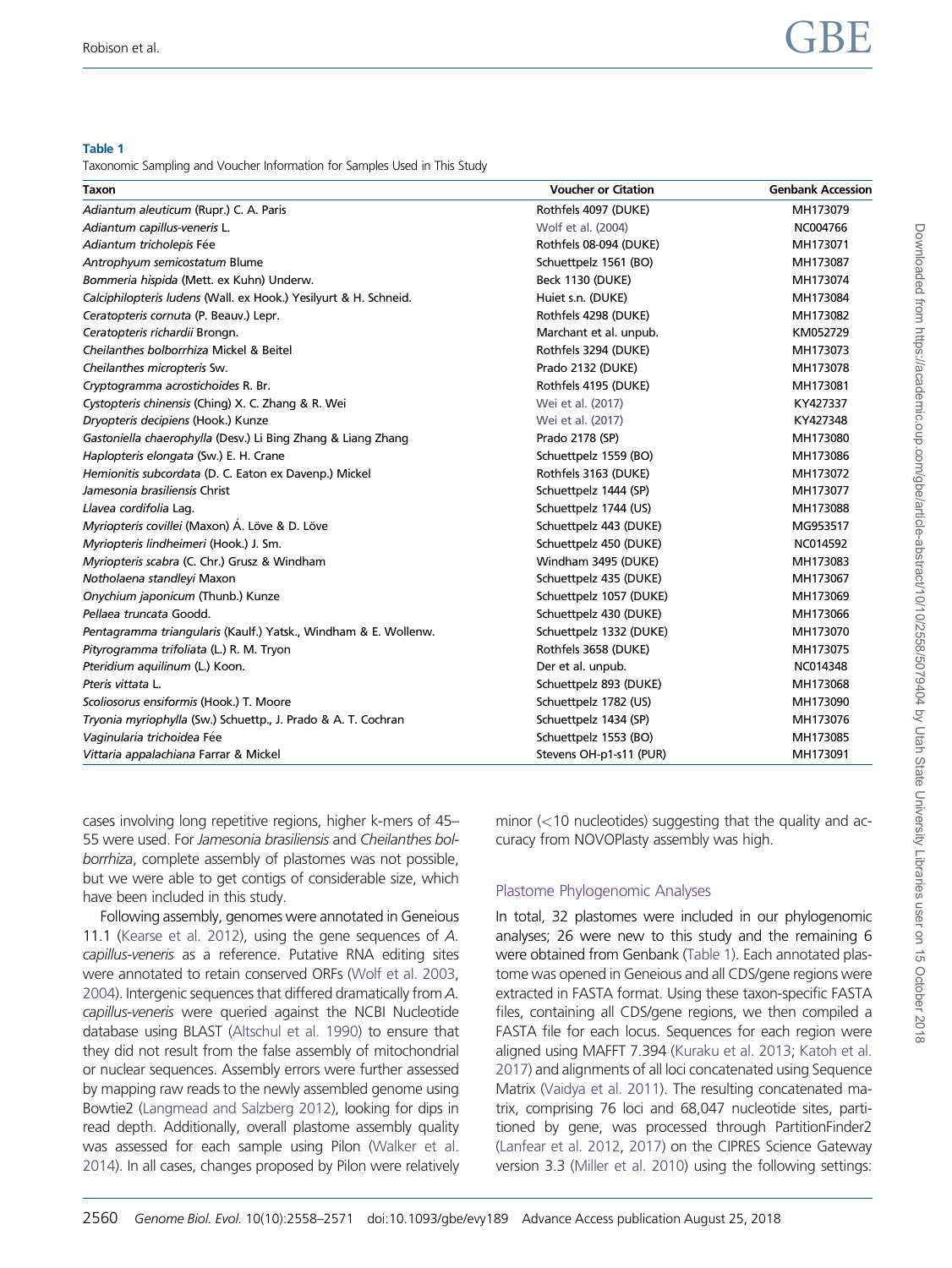**Table 1**

Taxonomic Sampling and Voucher Information for Samples Used in This Study

| Taxon | Voucher or Citation | Genbank Accession |
|---|---|---|
| *Adiantum aleuticum* (Rupr.) C. A. Paris | Rothfels 4097 (DUKE) | MH173079 |
| *Adiantum capillus-veneris* L. | Wolf et al. (2004) | NC004766 |
| *Adiantum tricholepis* Fée | Rothfels 08-094 (DUKE) | MH173071 |
| *Antrophyum semicostatum* Blume | Schuettpelz 1561 (BO) | MH173087 |
| *Bommeria hispida* (Mett. ex Kuhn) Underw. | Beck 1130 (DUKE) | MH173074 |
| *Calciphilopteris ludens* (Wall. ex Hook.) Yesilyurt & H. Schneid. | Huiet s.n. (DUKE) | MH173084 |
| *Ceratopteris cornuta* (P. Beauv.) Lepr. | Rothfels 4298 (DUKE) | MH173082 |
| *Ceratopteris richardii* Brongn. | Marchant et al. unpub. | KM052729 |
| *Cheilanthes bolborrhiza* Mickel & Beitel | Rothfels 3294 (DUKE) | MH173073 |
| *Cheilanthes micropteris* Sw. | Prado 2132 (DUKE) | MH173078 |
| *Cryptogramma acrostichoides* R. Br. | Rothfels 4195 (DUKE) | MH173081 |
| *Cystopteris chinensis* (Ching) X. C. Zhang & R. Wei | Wei et al. (2017) | KY427337 |
| *Dryopteris decipiens* (Hook.) Kunze | Wei et al. (2017) | KY427348 |
| *Gastoniella chaerophylla* (Desv.) Li Bing Zhang & Liang Zhang | Prado 2178 (SP) | MH173080 |
| *Haplopteris elongata* (Sw.) E. H. Crane | Schuettpelz 1559 (BO) | MH173086 |
| *Hemionitis subcordata* (D. C. Eaton ex Davenp.) Mickel | Rothfels 3163 (DUKE) | MH173072 |
| *Jamesonia brasiliensis* Christ | Schuettpelz 1444 (SP) | MH173077 |
| *Llavea cordifolia* Lag. | Schuettpelz 1744 (US) | MH173088 |
| *Myriopteris covillei* (Maxon) Á. Löve & D. Löve | Schuettpelz 443 (DUKE) | MG953517 |
| *Myriopteris lindheimeri* (Hook.) J. Sm. | Schuettpelz 450 (DUKE) | NC014592 |
| *Myriopteris scabra* (C. Chr.) Grusz & Windham | Windham 3495 (DUKE) | MH173083 |
| *Notholaena standleyi* Maxon | Schuettpelz 435 (DUKE) | MH173067 |
| *Onychium japonicum* (Thunb.) Kunze | Schuettpelz 1057 (DUKE) | MH173069 |
| *Pellaea truncata* Goodd. | Schuettpelz 430 (DUKE) | MH173066 |
| *Pentagramma triangularis* (Kaulf.) Yatsk., Windham & E. Wollenw. | Schuettpelz 1332 (DUKE) | MH173070 |
| *Pityrogramma trifoliata* (L.) R. M. Tryon | Rothfels 3658 (DUKE) | MH173075 |
| *Pteridium aquilinum* (L.) Koon. | Der et al. unpub. | NC014348 |
| *Pteris vittata* L. | Schuettpelz 893 (DUKE) | MH173068 |
| *Scoliosorus ensiformis* (Hook.) T. Moore | Schuettpelz 1782 (US) | MH173090 |
| *Tryonia myriophylla* (Sw.) Schuettp., J. Prado & A. T. Cochran | Schuettpelz 1434 (SP) | MH173076 |
| *Vaginularia trichoidea* Fée | Schuettpelz 1553 (BO) | MH173085 |
| *Vittaria appalachiana* Farrar & Mickel | Stevens OH-p1-s11 (PUR) | MH173091 |

cases involving long repetitive regions, higher k-mers of 45–55 were used. For *Jamesonia brasiliensis* and *Cheilanthes bolborrhiza*, complete assembly of plastomes was not possible, but we were able to get contigs of considerable size, which have been included in this study.

Following assembly, genomes were annotated in Geneious 11.1 (Kearse et al. 2012), using the gene sequences of *A. capillus-veneris* as a reference. Putative RNA editing sites were annotated to retain conserved ORFs (Wolf et al. 2003, 2004). Intergenic sequences that differed dramatically from *A. capillus-veneris* were queried against the NCBI Nucleotide database using BLAST (Altschul et al. 1990) to ensure that they did not result from the false assembly of mitochondrial or nuclear sequences. Assembly errors were further assessed by mapping raw reads to the newly assembled genome using Bowtie2 (Langmead and Salzberg 2012), looking for dips in read depth. Additionally, overall plastome assembly quality was assessed for each sample using Pilon (Walker et al. 2014). In all cases, changes proposed by Pilon were relatively minor (<10 nucleotides) suggesting that the quality and accuracy from NOVOPlasty assembly was high.

### Plastome Phylogenomic Analyses

In total, 32 plastomes were included in our phylogenomic analyses; 26 were new to this study and the remaining 6 were obtained from Genbank (Table 1). Each annotated plastome was opened in Geneious and all CDS/gene regions were extracted in FASTA format. Using these taxon-specific FASTA files, containing all CDS/gene regions, we then compiled a FASTA file for each locus. Sequences for each region were aligned using MAFFT 7.394 (Kuraku et al. 2013; Katoh et al. 2017) and alignments of all loci concatenated using Sequence Matrix (Vaidya et al. 2011). The resulting concatenated matrix, comprising 76 loci and 68,047 nucleotide sites, partitioned by gene, was processed through PartitionFinder2 (Lanfear et al. 2012, 2017) on the CIPRES Science Gateway version 3.3 (Miller et al. 2010) using the following settings: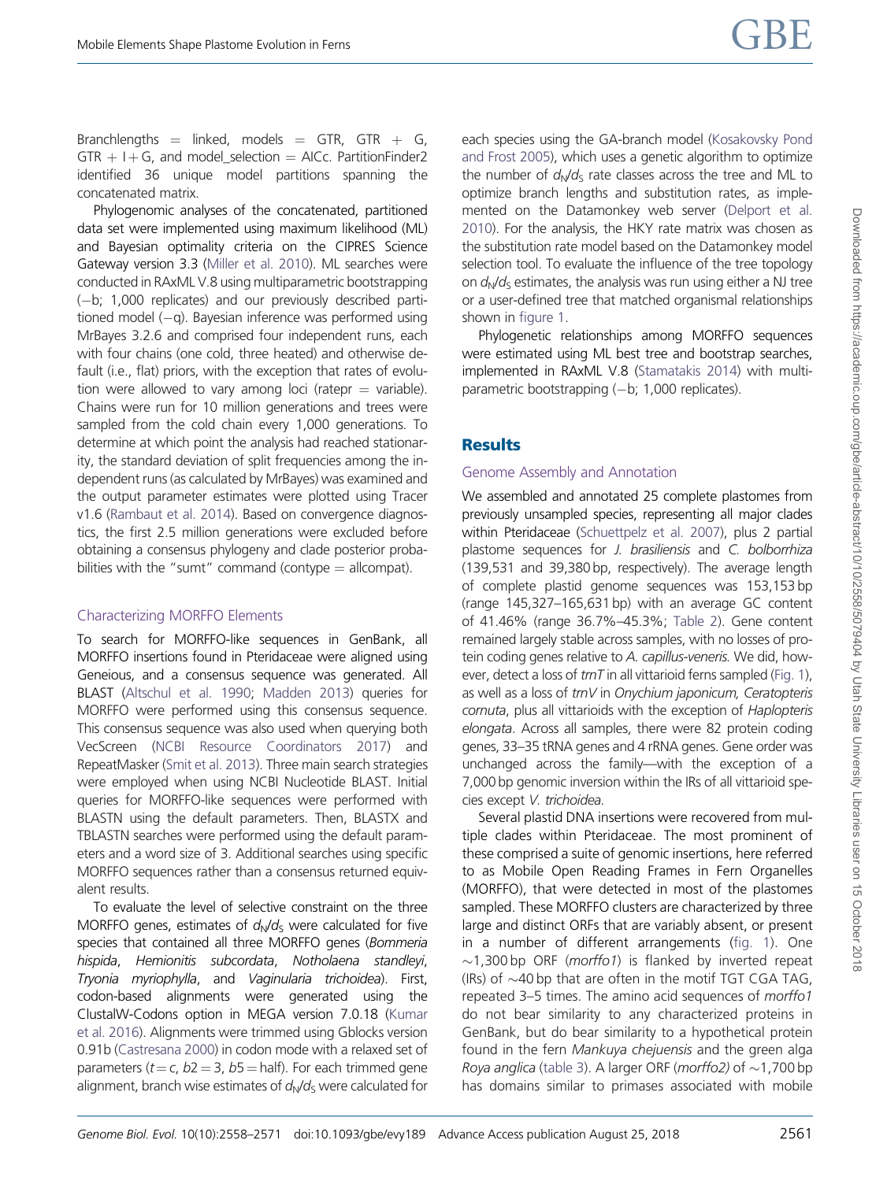Branchlengths = linked, models = GTR, GTR + G, GTR + I + G, and model_selection = AICc. PartitionFinder2 identified 36 unique model partitions spanning the concatenated matrix.

Phylogenomic analyses of the concatenated, partitioned data set were implemented using maximum likelihood (ML) and Bayesian optimality criteria on the CIPRES Science Gateway version 3.3 (Miller et al. 2010). ML searches were conducted in RAxML V.8 using multiparametric bootstrapping (−b; 1,000 replicates) and our previously described partitioned model (−q). Bayesian inference was performed using MrBayes 3.2.6 and comprised four independent runs, each with four chains (one cold, three heated) and otherwise default (i.e., flat) priors, with the exception that rates of evolution were allowed to vary among loci (ratepr = variable). Chains were run for 10 million generations and trees were sampled from the cold chain every 1,000 generations. To determine at which point the analysis had reached stationarity, the standard deviation of split frequencies among the independent runs (as calculated by MrBayes) was examined and the output parameter estimates were plotted using Tracer v1.6 (Rambaut et al. 2014). Based on convergence diagnostics, the first 2.5 million generations were excluded before obtaining a consensus phylogeny and clade posterior probabilities with the "sumt" command (contype = allcompat).

### Characterizing MORFFO Elements

To search for MORFFO-like sequences in GenBank, all MORFFO insertions found in Pteridaceae were aligned using Geneious, and a consensus sequence was generated. All BLAST (Altschul et al. 1990; Madden 2013) queries for MORFFO were performed using this consensus sequence. This consensus sequence was also used when querying both VecScreen (NCBI Resource Coordinators 2017) and RepeatMasker (Smit et al. 2013). Three main search strategies were employed when using NCBI Nucleotide BLAST. Initial queries for MORFFO-like sequences were performed with BLASTN using the default parameters. Then, BLASTX and TBLASTN searches were performed using the default parameters and a word size of 3. Additional searches using specific MORFFO sequences rather than a consensus returned equivalent results.

To evaluate the level of selective constraint on the three MORFFO genes, estimates of $d_N/d_S$ were calculated for five species that contained all three MORFFO genes (*Bommeria hispida*, *Hemionitis subcordata*, *Notholaena standleyi*, *Tryonia myriophylla*, and *Vaginularia trichoidea*). First, codon-based alignments were generated using the ClustalW-Codons option in MEGA version 7.0.18 (Kumar et al. 2016). Alignments were trimmed using Gblocks version 0.91b (Castresana 2000) in codon mode with a relaxed set of parameters ($t = c$, $b2 = 3$, $b5 =$ half). For each trimmed gene alignment, branch wise estimates of $d_N/d_S$ were calculated for each species using the GA-branch model (Kosakovsky Pond and Frost 2005), which uses a genetic algorithm to optimize the number of $d_N/d_S$ rate classes across the tree and ML to optimize branch lengths and substitution rates, as implemented on the Datamonkey web server (Delport et al. 2010). For the analysis, the HKY rate matrix was chosen as the substitution rate model based on the Datamonkey model selection tool. To evaluate the influence of the tree topology on $d_N/d_S$ estimates, the analysis was run using either a NJ tree or a user-defined tree that matched organismal relationships shown in figure 1.

Phylogenetic relationships among MORFFO sequences were estimated using ML best tree and bootstrap searches, implemented in RAxML V.8 (Stamatakis 2014) with multiparametric bootstrapping (−b; 1,000 replicates).

## Results

### Genome Assembly and Annotation

We assembled and annotated 25 complete plastomes from previously unsampled species, representing all major clades within Pteridaceae (Schuettpelz et al. 2007), plus 2 partial plastome sequences for *J. brasiliensis* and *C. bolborrhiza* (139,531 and 39,380 bp, respectively). The average length of complete plastid genome sequences was 153,153 bp (range 145,327–165,631 bp) with an average GC content of 41.46% (range 36.7%–45.3%; Table 2). Gene content remained largely stable across samples, with no losses of protein coding genes relative to *A. capillus-veneris.* We did, however, detect a loss of *trnT* in all vittarioid ferns sampled (Fig. 1), as well as a loss of *trnV* in *Onychium japonicum, Ceratopteris cornuta*, plus all vittarioids with the exception of *Haplopteris elongata*. Across all samples, there were 82 protein coding genes, 33–35 tRNA genes and 4 rRNA genes. Gene order was unchanged across the family—with the exception of a 7,000 bp genomic inversion within the IRs of all vittarioid species except *V. trichoidea*.

Several plastid DNA insertions were recovered from multiple clades within Pteridaceae. The most prominent of these comprised a suite of genomic insertions, here referred to as Mobile Open Reading Frames in Fern Organelles (MORFFO), that were detected in most of the plastomes sampled. These MORFFO clusters are characterized by three large and distinct ORFs that are variably absent, or present in a number of different arrangements (fig. 1). One ∼1,300 bp ORF (*morffo1*) is flanked by inverted repeat (IRs) of ∼40 bp that are often in the motif TGT CGA TAG, repeated 3–5 times. The amino acid sequences of *morffo1* do not bear similarity to any characterized proteins in GenBank, but do bear similarity to a hypothetical protein found in the fern *Mankuya chejuensis* and the green alga *Roya anglica* (table 3). A larger ORF (*morffo2*) of ∼1,700 bp has domains similar to primases associated with mobile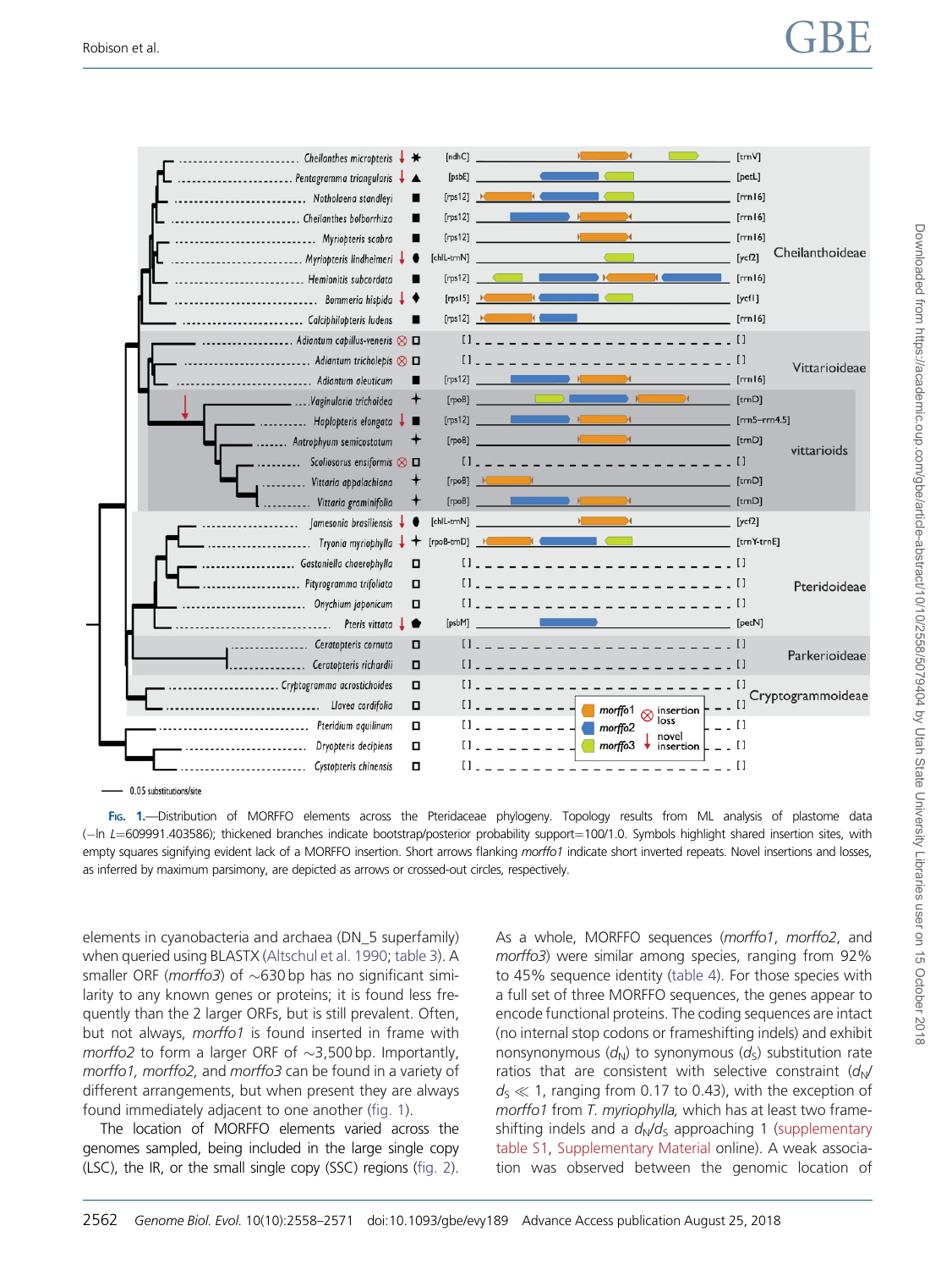Fig. 1.—Distribution of MORFFO elements across the Pteridaceae phylogeny. Topology results from ML analysis of plastome data (−ln L=609991.403586); thickened branches indicate bootstrap/posterior probability support=100/1.0. Symbols highlight shared insertion sites, with empty squares signifying evident lack of a MORFFO insertion. Short arrows flanking *morffo1* indicate short inverted repeats. Novel insertions and losses, as inferred by maximum parsimony, are depicted as arrows or crossed-out circles, respectively.

elements in cyanobacteria and archaea (DN_5 superfamily) when queried using BLASTX (Altschul et al. 1990; table 3). A smaller ORF (*morffo3*) of ∼630 bp has no significant similarity to any known genes or proteins; it is found less frequently than the 2 larger ORFs, but is still prevalent. Often, but not always, *morffo1* is found inserted in frame with *morffo2* to form a larger ORF of ∼3,500 bp. Importantly, *morffo1, morffo2,* and *morffo3* can be found in a variety of different arrangements, but when present they are always found immediately adjacent to one another (fig. 1).

The location of MORFFO elements varied across the genomes sampled, being included in the large single copy (LSC), the IR, or the small single copy (SSC) regions (fig. 2). As a whole, MORFFO sequences (*morffo1*, *morffo2*, and *morffo3*) were similar among species, ranging from 92% to 45% sequence identity (table 4). For those species with a full set of three MORFFO sequences, the genes appear to encode functional proteins. The coding sequences are intact (no internal stop codons or frameshifting indels) and exhibit nonsynonymous ($d_N$) to synonymous ($d_S$) substitution rate ratios that are consistent with selective constraint ($d_N/d_S \ll 1$, ranging from 0.17 to 0.43), with the exception of *morffo1* from *T. myriophylla,* which has at least two frameshifting indels and a $d_N/d_S$ approaching 1 (supplementary table S1, Supplementary Material online). A weak association was observed between the genomic location of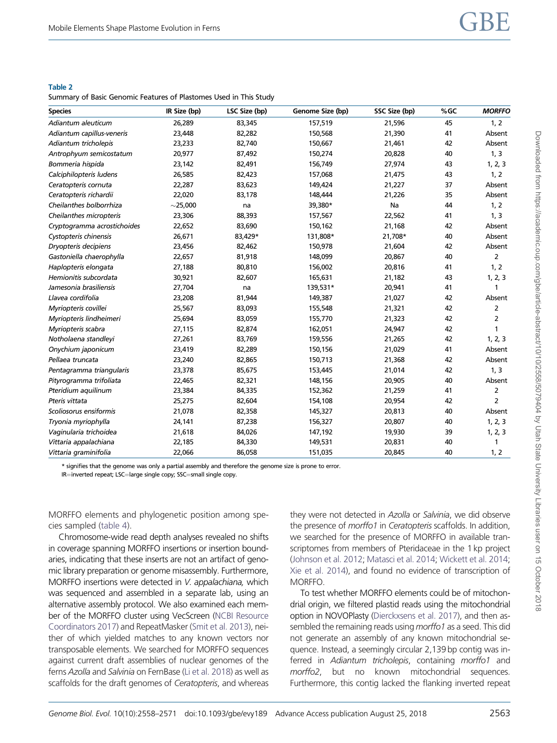**Table 2**
Summary of Basic Genomic Features of Plastomes Used in This Study

| Species | IR Size (bp) | LSC Size (bp) | Genome Size (bp) | SSC Size (bp) | %GC | *MORFFO* |
|---|---|---|---|---|---|---|
| *Adiantum aleuticum* | 26,289 | 83,345 | 157,519 | 21,596 | 45 | 1, 2 |
| *Adiantum capillus-veneris* | 23,448 | 82,282 | 150,568 | 21,390 | 41 | Absent |
| *Adiantum tricholepis* | 23,233 | 82,740 | 150,667 | 21,461 | 42 | Absent |
| *Antrophyum semicostatum* | 20,977 | 87,492 | 150,274 | 20,828 | 40 | 1, 3 |
| *Bommeria hispida* | 23,142 | 82,491 | 156,749 | 27,974 | 43 | 1, 2, 3 |
| *Calciphilopteris ludens* | 26,585 | 82,423 | 157,068 | 21,475 | 43 | 1, 2 |
| *Ceratopteris cornuta* | 22,287 | 83,623 | 149,424 | 21,227 | 37 | Absent |
| *Ceratopteris richardii* | 22,020 | 83,178 | 148,444 | 21,226 | 35 | Absent |
| *Cheilanthes bolborrhiza* | ~25,000 | na | 39,380* | Na | 44 | 1, 2 |
| *Cheilanthes micropteris* | 23,306 | 88,393 | 157,567 | 22,562 | 41 | 1, 3 |
| *Cryptogramma acrostichoides* | 22,652 | 83,690 | 150,162 | 21,168 | 42 | Absent |
| *Cystopteris chinensis* | 26,671 | 83,429* | 131,808* | 21,708* | 40 | Absent |
| *Dryopteris decipiens* | 23,456 | 82,462 | 150,978 | 21,604 | 42 | Absent |
| *Gastoniella chaerophylla* | 22,657 | 81,918 | 148,099 | 20,867 | 40 | 2 |
| *Haplopteris elongata* | 27,188 | 80,810 | 156,002 | 20,816 | 41 | 1, 2 |
| *Hemionitis subcordata* | 30,921 | 82,607 | 165,631 | 21,182 | 43 | 1, 2, 3 |
| *Jamesonia brasiliensis* | 27,704 | na | 139,531* | 20,941 | 41 | 1 |
| *Llavea cordifolia* | 23,208 | 81,944 | 149,387 | 21,027 | 42 | Absent |
| *Myriopteris covillei* | 25,567 | 83,093 | 155,548 | 21,321 | 42 | 2 |
| *Myriopteris lindheimeri* | 25,694 | 83,059 | 155,770 | 21,323 | 42 | 2 |
| *Myriopteris scabra* | 27,115 | 82,874 | 162,051 | 24,947 | 42 | 1 |
| *Notholaena standleyi* | 27,261 | 83,769 | 159,556 | 21,265 | 42 | 1, 2, 3 |
| *Onychium japonicum* | 23,419 | 82,289 | 150,156 | 21,029 | 41 | Absent |
| *Pellaea truncata* | 23,240 | 82,865 | 150,713 | 21,368 | 42 | Absent |
| *Pentagramma triangularis* | 23,378 | 85,675 | 153,445 | 21,014 | 42 | 1, 3 |
| *Pityrogramma trifoliata* | 22,465 | 82,321 | 148,156 | 20,905 | 40 | Absent |
| *Pteridium aquilinum* | 23,384 | 84,335 | 152,362 | 21,259 | 41 | 2 |
| *Pteris vittata* | 25,275 | 82,604 | 154,108 | 20,954 | 42 | 2 |
| *Scoliosorus ensiformis* | 21,078 | 82,358 | 145,327 | 20,813 | 40 | Absent |
| *Tryonia myriophylla* | 24,141 | 87,238 | 156,327 | 20,807 | 40 | 1, 2, 3 |
| *Vaginularia trichoidea* | 21,618 | 84,026 | 147,192 | 19,930 | 39 | 1, 2, 3 |
| *Vittaria appalachiana* | 22,185 | 84,330 | 149,531 | 20,831 | 40 | 1 |
| *Vittaria graminifolia* | 22,066 | 86,058 | 151,035 | 20,845 | 40 | 1, 2 |

\* signifies that the genome was only a partial assembly and therefore the genome size is prone to error.
IR=inverted repeat; LSC=large single copy; SSC=small single copy.

MORFFO elements and phylogenetic position among species sampled (table 4).

Chromosome-wide read depth analyses revealed no shifts in coverage spanning MORFFO insertions or insertion boundaries, indicating that these inserts are not an artifact of genomic library preparation or genome misassembly. Furthermore, MORFFO insertions were detected in *V. appalachiana,* which was sequenced and assembled in a separate lab, using an alternative assembly protocol. We also examined each member of the MORFFO cluster using VecScreen (NCBI Resource Coordinators 2017) and RepeatMasker (Smit et al. 2013), neither of which yielded matches to any known vectors nor transposable elements. We searched for MORFFO sequences against current draft assemblies of nuclear genomes of the ferns *Azolla* and *Salvinia* on FernBase (Li et al. 2018) as well as scaffolds for the draft genomes of *Ceratopteris*, and whereas they were not detected in *Azolla* or *Salvinia*, we did observe the presence of *morffo1* in *Ceratopteris* scaffolds. In addition, we searched for the presence of MORFFO in available transcriptomes from members of Pteridaceae in the 1 kp project (Johnson et al. 2012; Matasci et al. 2014; Wickett et al. 2014; Xie et al. 2014), and found no evidence of transcription of MORFFO.

To test whether MORFFO elements could be of mitochondrial origin, we filtered plastid reads using the mitochondrial option in NOVOPlasty (Dierckxsens et al. 2017), and then assembled the remaining reads using *morffo1* as a seed. This did not generate an assembly of any known mitochondrial sequence. Instead, a seemingly circular 2,139 bp contig was inferred in *Adiantum tricholepis*, containing *morffo1* and *morffo2*, but no known mitochondrial sequences. Furthermore, this contig lacked the flanking inverted repeat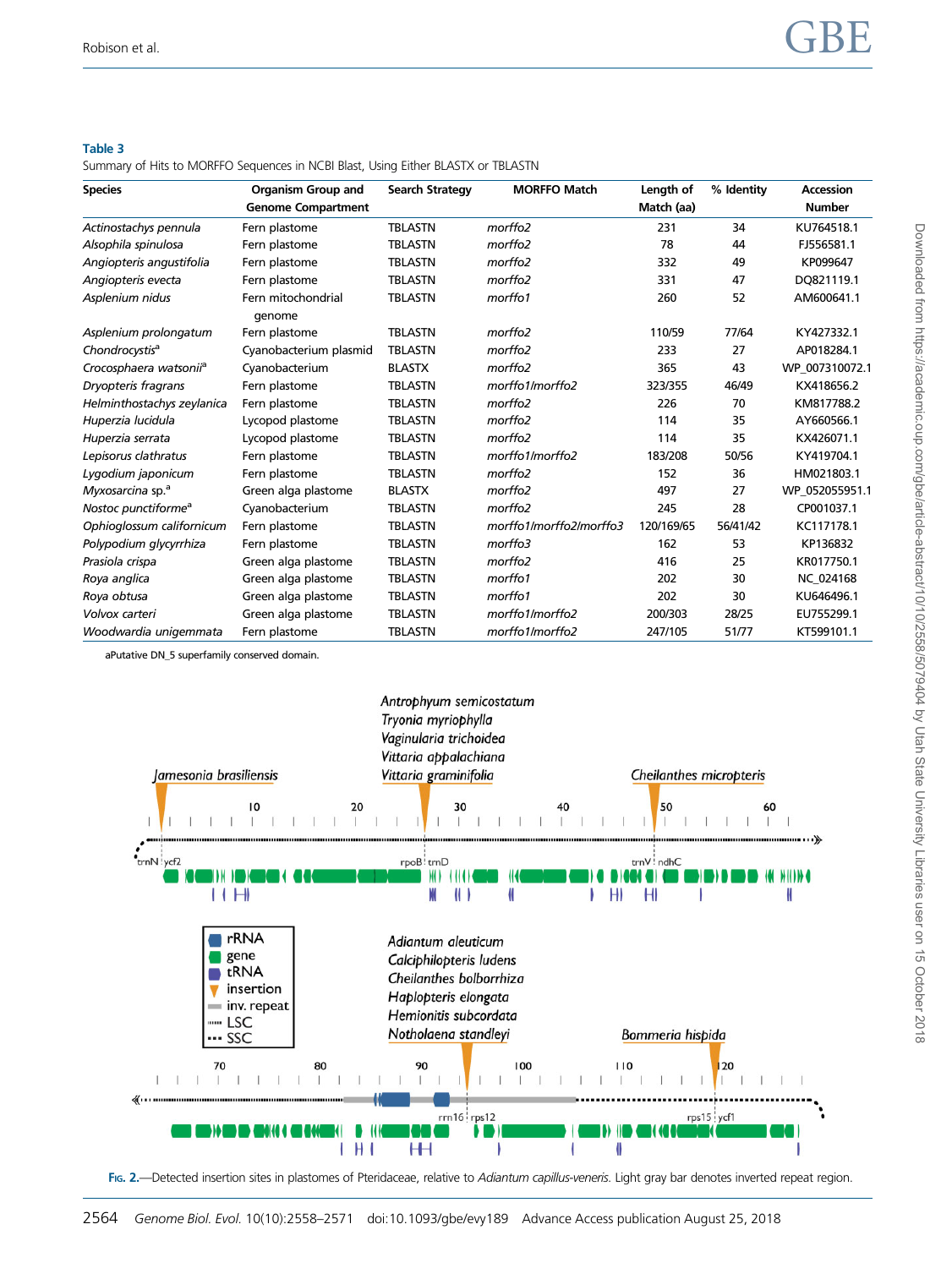**Table 3**
Summary of Hits to MORFFO Sequences in NCBI Blast, Using Either BLASTX or TBLASTN

| Species | Organism Group and Genome Compartment | Search Strategy | MORFFO Match | Length of Match (aa) | % Identity | Accession Number |
|---|---|---|---|---|---|---|
| *Actinostachys pennula* | Fern plastome | TBLASTN | *morffo2* | 231 | 34 | KU764518.1 |
| *Alsophila spinulosa* | Fern plastome | TBLASTN | *morffo2* | 78 | 44 | FJ556581.1 |
| *Angiopteris angustifolia* | Fern plastome | TBLASTN | *morffo2* | 332 | 49 | KP099647 |
| *Angiopteris evecta* | Fern plastome | TBLASTN | *morffo2* | 331 | 47 | DQ821119.1 |
| *Asplenium nidus* | Fern mitochondrial genome | TBLASTN | *morffo1* | 260 | 52 | AM600641.1 |
| *Asplenium prolongatum* | Fern plastome | TBLASTN | *morffo2* | 110/59 | 77/64 | KY427332.1 |
| *Chondrocystis*[a] | Cyanobacterium plasmid | TBLASTN | *morffo2* | 233 | 27 | AP018284.1 |
| *Crocosphaera watsonii*[a] | Cyanobacterium | BLASTX | *morffo2* | 365 | 43 | WP_007310072.1 |
| *Dryopteris fragrans* | Fern plastome | TBLASTN | *morffo1/morffo2* | 323/355 | 46/49 | KX418656.2 |
| *Helminthostachys zeylanica* | Fern plastome | TBLASTN | *morffo2* | 226 | 70 | KM817788.2 |
| *Huperzia lucidula* | Lycopod plastome | TBLASTN | *morffo2* | 114 | 35 | AY660566.1 |
| *Huperzia serrata* | Lycopod plastome | TBLASTN | *morffo2* | 114 | 35 | KX426071.1 |
| *Lepisorus clathratus* | Fern plastome | TBLASTN | *morffo1/morffo2* | 183/208 | 50/56 | KY419704.1 |
| *Lygodium japonicum* | Fern plastome | TBLASTN | *morffo2* | 152 | 36 | HM021803.1 |
| *Myxosarcina* sp.[a] | Green alga plastome | BLASTX | *morffo2* | 497 | 27 | WP_052055951.1 |
| *Nostoc punctiforme*[a] | Cyanobacterium | TBLASTN | *morffo2* | 245 | 28 | CP001037.1 |
| *Ophioglossum californicum* | Fern plastome | TBLASTN | *morffo1/morffo2/morffo3* | 120/169/65 | 56/41/42 | KC117178.1 |
| *Polypodium glycyrrhiza* | Fern plastome | TBLASTN | *morffo3* | 162 | 53 | KP136832 |
| *Prasiola crispa* | Green alga plastome | TBLASTN | *morffo2* | 416 | 25 | KR017750.1 |
| *Roya anglica* | Green alga plastome | TBLASTN | *morffo1* | 202 | 30 | NC_024168 |
| *Roya obtusa* | Green alga plastome | TBLASTN | *morffo1* | 202 | 30 | KU646496.1 |
| *Volvox carteri* | Green alga plastome | TBLASTN | *morffo1/morffo2* | 200/303 | 28/25 | EU755299.1 |
| *Woodwardia unigemmata* | Fern plastome | TBLASTN | *morffo1/morffo2* | 247/105 | 51/77 | KT599101.1 |

aPutative DN_5 superfamily conserved domain.

Fig. 2.—Detected insertion sites in plastomes of Pteridaceae, relative to *Adiantum capillus-veneris*. Light gray bar denotes inverted repeat region.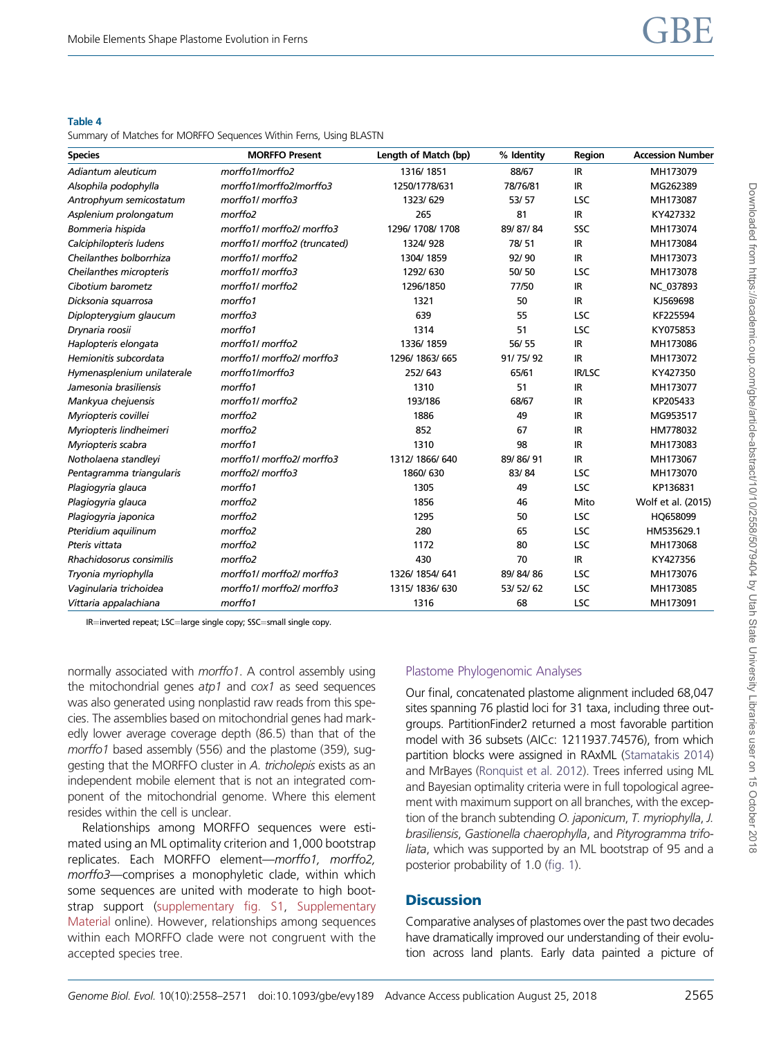**Table 4**

Summary of Matches for MORFFO Sequences Within Ferns, Using BLASTN

| Species | MORFFO Present | Length of Match (bp) | % Identity | Region | Accession Number |
|---|---|---|---|---|---|
| *Adiantum aleuticum* | *morffo1/morffo2* | 1316/ 1851 | 88/67 | IR | MH173079 |
| *Alsophila podophylla* | *morffo1/morffo2/morffo3* | 1250/1778/631 | 78/76/81 | IR | MG262389 |
| *Antrophyum semicostatum* | *morffo1/ morffo3* | 1323/ 629 | 53/ 57 | LSC | MH173087 |
| *Asplenium prolongatum* | *morffo2* | 265 | 81 | IR | KY427332 |
| *Bommeria hispida* | *morffo1/ morffo2/ morffo3* | 1296/ 1708/ 1708 | 89/ 87/ 84 | SSC | MH173074 |
| *Calciphilopteris ludens* | *morffo1/ morffo2* (truncated) | 1324/ 928 | 78/ 51 | IR | MH173084 |
| *Cheilanthes bolborrhiza* | *morffo1/ morffo2* | 1304/ 1859 | 92/ 90 | IR | MH173073 |
| *Cheilanthes micropteris* | *morffo1/ morffo3* | 1292/ 630 | 50/ 50 | LSC | MH173078 |
| *Cibotium barometz* | *morffo1/ morffo2* | 1296/1850 | 77/50 | IR | NC_037893 |
| *Dicksonia squarrosa* | *morffo1* | 1321 | 50 | IR | KJ569698 |
| *Diplopterygium glaucum* | *morffo3* | 639 | 55 | LSC | KF225594 |
| *Drynaria roosii* | *morffo1* | 1314 | 51 | LSC | KY075853 |
| *Haplopteris elongata* | *morffo1/ morffo2* | 1336/ 1859 | 56/ 55 | IR | MH173086 |
| *Hemionitis subcordata* | *morffo1/ morffo2/ morffo3* | 1296/ 1863/ 665 | 91/ 75/ 92 | IR | MH173072 |
| *Hymenasplenium unilaterale* | *morffo1/morffo3* | 252/ 643 | 65/61 | IR/LSC | KY427350 |
| *Jamesonia brasiliensis* | *morffo1* | 1310 | 51 | IR | MH173077 |
| *Mankyua chejuensis* | *morffo1/ morffo2* | 193/186 | 68/67 | IR | KP205433 |
| *Myriopteris covillei* | *morffo2* | 1886 | 49 | IR | MG953517 |
| *Myriopteris lindheimeri* | *morffo2* | 852 | 67 | IR | HM778032 |
| *Myriopteris scabra* | *morffo1* | 1310 | 98 | IR | MH173083 |
| *Notholaena standleyi* | *morffo1/ morffo2/ morffo3* | 1312/ 1866/ 640 | 89/ 86/ 91 | IR | MH173067 |
| *Pentagramma triangularis* | *morffo2/ morffo3* | 1860/ 630 | 83/ 84 | LSC | MH173070 |
| *Plagiogyria glauca* | *morffo1* | 1305 | 49 | LSC | KP136831 |
| *Plagiogyria glauca* | *morffo2* | 1856 | 46 | Mito | Wolf et al. (2015) |
| *Plagiogyria japonica* | *morffo2* | 1295 | 50 | LSC | HQ658099 |
| *Pteridium aquilinum* | *morffo2* | 280 | 65 | LSC | HM535629.1 |
| *Pteris vittata* | *morffo2* | 1172 | 80 | LSC | MH173068 |
| *Rhachidosorus consimilis* | *morffo2* | 430 | 70 | IR | KY427356 |
| *Tryonia myriophylla* | *morffo1/ morffo2/ morffo3* | 1326/ 1854/ 641 | 89/ 84/ 86 | LSC | MH173076 |
| *Vaginularia trichoidea* | *morffo1/ morffo2/ morffo3* | 1315/ 1836/ 630 | 53/ 52/ 62 | LSC | MH173085 |
| *Vittaria appalachiana* | *morffo1* | 1316 | 68 | LSC | MH173091 |

IR=inverted repeat; LSC=large single copy; SSC=small single copy.

normally associated with *morffo1*. A control assembly using the mitochondrial genes *atp1* and *cox1* as seed sequences was also generated using nonplastid raw reads from this species. The assemblies based on mitochondrial genes had markedly lower average coverage depth (86.5) than that of the *morffo1* based assembly (556) and the plastome (359), suggesting that the MORFFO cluster in *A. tricholepis* exists as an independent mobile element that is not an integrated component of the mitochondrial genome. Where this element resides within the cell is unclear.

Relationships among MORFFO sequences were estimated using an ML optimality criterion and 1,000 bootstrap replicates. Each MORFFO element—*morffo1, morffo2, morffo3*—comprises a monophyletic clade, within which some sequences are united with moderate to high bootstrap support (supplementary fig. S1, Supplementary Material online). However, relationships among sequences within each MORFFO clade were not congruent with the accepted species tree.

### Plastome Phylogenomic Analyses

Our final, concatenated plastome alignment included 68,047 sites spanning 76 plastid loci for 31 taxa, including three outgroups. PartitionFinder2 returned a most favorable partition model with 36 subsets (AICc: 1211937.74576), from which partition blocks were assigned in RAxML (Stamatakis 2014) and MrBayes (Ronquist et al. 2012). Trees inferred using ML and Bayesian optimality criteria were in full topological agreement with maximum support on all branches, with the exception of the branch subtending *O. japonicum*, *T. myriophylla*, *J. brasiliensis*, *Gastionella chaerophylla*, and *Pityrogramma trifoliata*, which was supported by an ML bootstrap of 95 and a posterior probability of 1.0 (fig. 1).

## Discussion

Comparative analyses of plastomes over the past two decades have dramatically improved our understanding of their evolution across land plants. Early data painted a picture of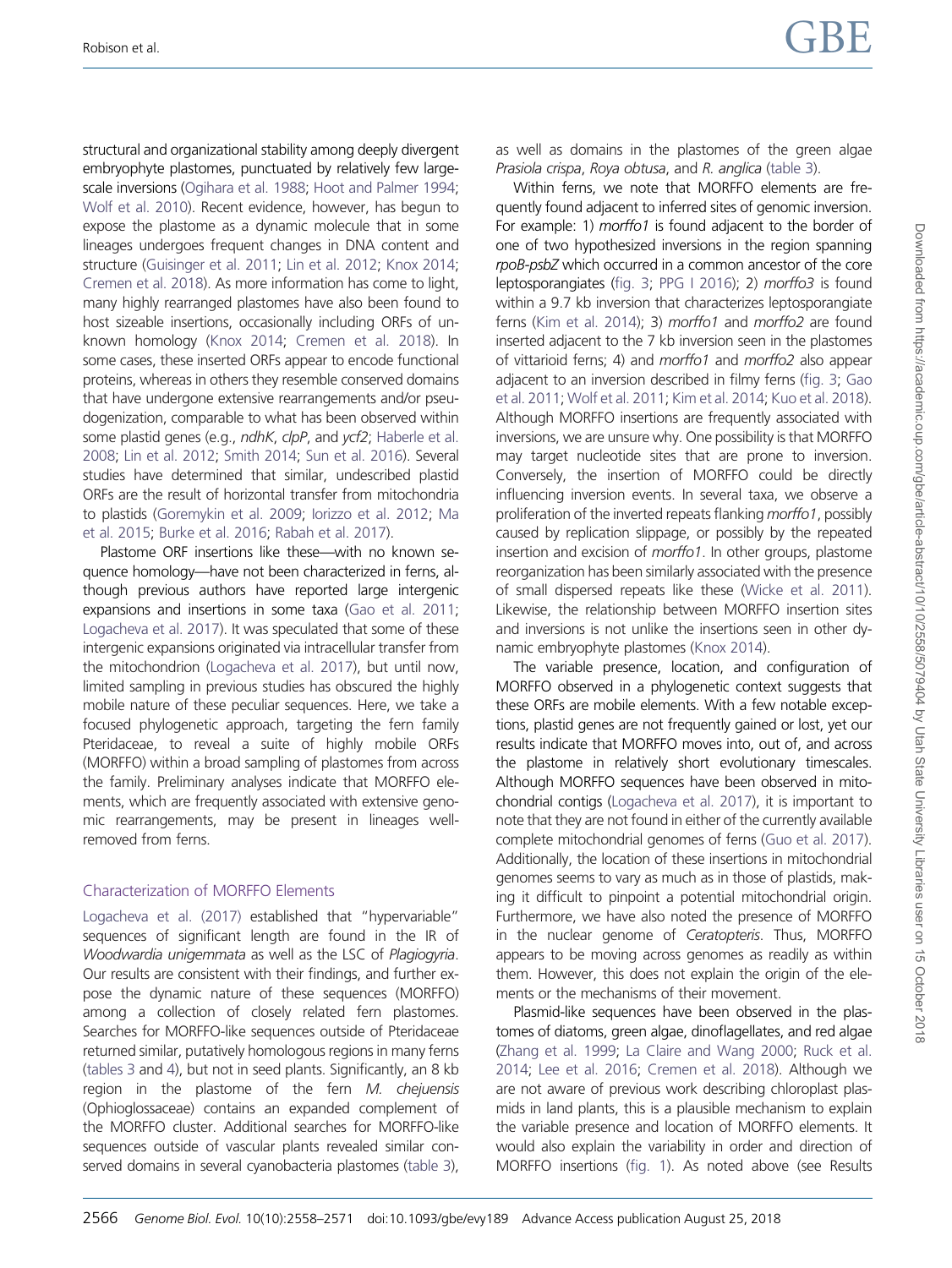structural and organizational stability among deeply divergent embryophyte plastomes, punctuated by relatively few large-scale inversions (Ogihara et al. 1988; Hoot and Palmer 1994; Wolf et al. 2010). Recent evidence, however, has begun to expose the plastome as a dynamic molecule that in some lineages undergoes frequent changes in DNA content and structure (Guisinger et al. 2011; Lin et al. 2012; Knox 2014; Cremen et al. 2018). As more information has come to light, many highly rearranged plastomes have also been found to host sizeable insertions, occasionally including ORFs of unknown homology (Knox 2014; Cremen et al. 2018). In some cases, these inserted ORFs appear to encode functional proteins, whereas in others they resemble conserved domains that have undergone extensive rearrangements and/or pseudogenization, comparable to what has been observed within some plastid genes (e.g., *ndhK*, *clpP*, and *ycf2*; Haberle et al. 2008; Lin et al. 2012; Smith 2014; Sun et al. 2016). Several studies have determined that similar, undescribed plastid ORFs are the result of horizontal transfer from mitochondria to plastids (Goremykin et al. 2009; Iorizzo et al. 2012; Ma et al. 2015; Burke et al. 2016; Rabah et al. 2017).

Plastome ORF insertions like these—with no known sequence homology—have not been characterized in ferns, although previous authors have reported large intergenic expansions and insertions in some taxa (Gao et al. 2011; Logacheva et al. 2017). It was speculated that some of these intergenic expansions originated via intracellular transfer from the mitochondrion (Logacheva et al. 2017), but until now, limited sampling in previous studies has obscured the highly mobile nature of these peculiar sequences. Here, we take a focused phylogenetic approach, targeting the fern family Pteridaceae, to reveal a suite of highly mobile ORFs (MORFFO) within a broad sampling of plastomes from across the family. Preliminary analyses indicate that MORFFO elements, which are frequently associated with extensive genomic rearrangements, may be present in lineages well-removed from ferns.

## Characterization of MORFFO Elements

Logacheva et al. (2017) established that "hypervariable" sequences of significant length are found in the IR of *Woodwardia unigemmata* as well as the LSC of *Plagiogyria*. Our results are consistent with their findings, and further expose the dynamic nature of these sequences (MORFFO) among a collection of closely related fern plastomes. Searches for MORFFO-like sequences outside of Pteridaceae returned similar, putatively homologous regions in many ferns (tables 3 and 4), but not in seed plants. Significantly, an 8 kb region in the plastome of the fern *M. chejuensis* (Ophioglossaceae) contains an expanded complement of the MORFFO cluster. Additional searches for MORFFO-like sequences outside of vascular plants revealed similar conserved domains in several cyanobacteria plastomes (table 3), as well as domains in the plastomes of the green algae *Prasiola crispa*, *Roya obtusa*, and *R. anglica* (table 3).

Within ferns, we note that MORFFO elements are frequently found adjacent to inferred sites of genomic inversion. For example: 1) *morffo1* is found adjacent to the border of one of two hypothesized inversions in the region spanning *rpoB-psbZ* which occurred in a common ancestor of the core leptosporangiates (fig. 3; PPG I 2016); 2) *morffo3* is found within a 9.7 kb inversion that characterizes leptosporangiate ferns (Kim et al. 2014); 3) *morffo1* and *morffo2* are found inserted adjacent to the 7 kb inversion seen in the plastomes of vittarioid ferns; 4) and *morffo1* and *morffo2* also appear adjacent to an inversion described in filmy ferns (fig. 3; Gao et al. 2011; Wolf et al. 2011; Kim et al. 2014; Kuo et al. 2018). Although MORFFO insertions are frequently associated with inversions, we are unsure why. One possibility is that MORFFO may target nucleotide sites that are prone to inversion. Conversely, the insertion of MORFFO could be directly influencing inversion events. In several taxa, we observe a proliferation of the inverted repeats flanking *morffo1*, possibly caused by replication slippage, or possibly by the repeated insertion and excision of *morffo1*. In other groups, plastome reorganization has been similarly associated with the presence of small dispersed repeats like these (Wicke et al. 2011). Likewise, the relationship between MORFFO insertion sites and inversions is not unlike the insertions seen in other dynamic embryophyte plastomes (Knox 2014).

The variable presence, location, and configuration of MORFFO observed in a phylogenetic context suggests that these ORFs are mobile elements. With a few notable exceptions, plastid genes are not frequently gained or lost, yet our results indicate that MORFFO moves into, out of, and across the plastome in relatively short evolutionary timescales. Although MORFFO sequences have been observed in mitochondrial contigs (Logacheva et al. 2017), it is important to note that they are not found in either of the currently available complete mitochondrial genomes of ferns (Guo et al. 2017). Additionally, the location of these insertions in mitochondrial genomes seems to vary as much as in those of plastids, making it difficult to pinpoint a potential mitochondrial origin. Furthermore, we have also noted the presence of MORFFO in the nuclear genome of *Ceratopteris*. Thus, MORFFO appears to be moving across genomes as readily as within them. However, this does not explain the origin of the elements or the mechanisms of their movement.

Plasmid-like sequences have been observed in the plastomes of diatoms, green algae, dinoflagellates, and red algae (Zhang et al. 1999; La Claire and Wang 2000; Ruck et al. 2014; Lee et al. 2016; Cremen et al. 2018). Although we are not aware of previous work describing chloroplast plasmids in land plants, this is a plausible mechanism to explain the variable presence and location of MORFFO elements. It would also explain the variability in order and direction of MORFFO insertions (fig. 1). As noted above (see Results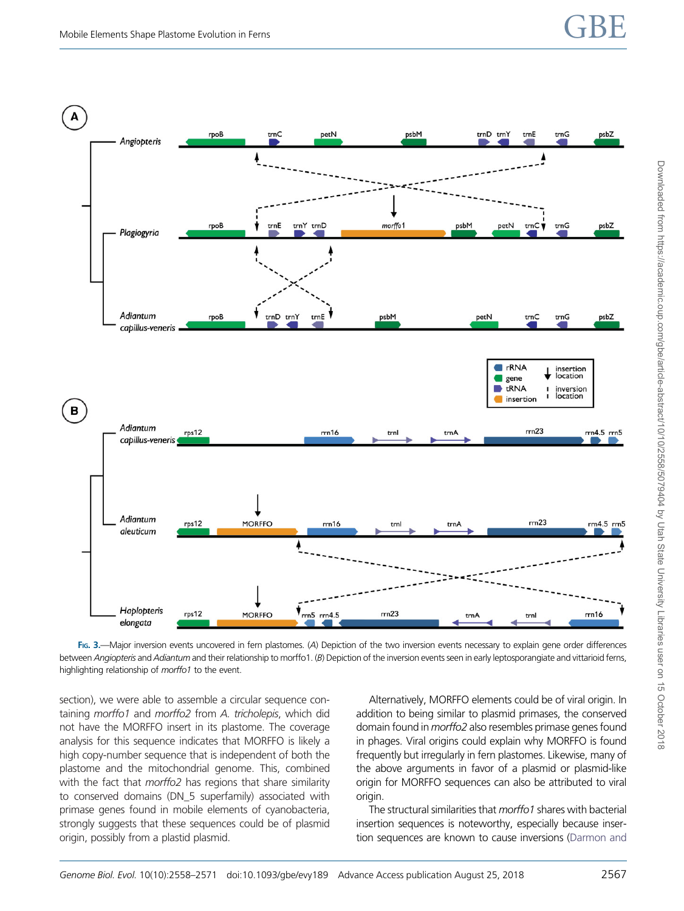Fig. 3.—Major inversion events uncovered in fern plastomes. (*A*) Depiction of the two inversion events necessary to explain gene order differences between *Angiopteris* and *Adiantum* and their relationship to morffo1. (*B*) Depiction of the inversion events seen in early leptosporangiate and vittarioid ferns, highlighting relationship of *morffo1* to the event.

section), we were able to assemble a circular sequence containing *morffo1* and *morffo2* from *A. tricholepis*, which did not have the MORFFO insert in its plastome. The coverage analysis for this sequence indicates that MORFFO is likely a high copy-number sequence that is independent of both the plastome and the mitochondrial genome. This, combined with the fact that *morffo2* has regions that share similarity to conserved domains (DN_5 superfamily) associated with primase genes found in mobile elements of cyanobacteria, strongly suggests that these sequences could be of plasmid origin, possibly from a plastid plasmid.

Alternatively, MORFFO elements could be of viral origin. In addition to being similar to plasmid primases, the conserved domain found in *morffo2* also resembles primase genes found in phages. Viral origins could explain why MORFFO is found frequently but irregularly in fern plastomes. Likewise, many of the above arguments in favor of a plasmid or plasmid-like origin for MORFFO sequences can also be attributed to viral origin.

The structural similarities that *morffo1* shares with bacterial insertion sequences is noteworthy, especially because insertion sequences are known to cause inversions (Darmon and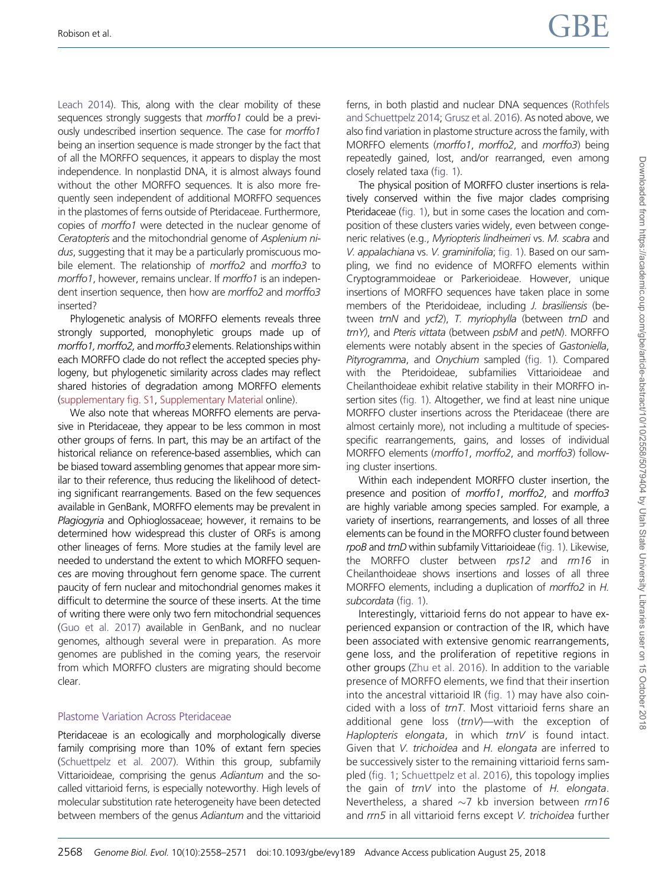Leach 2014). This, along with the clear mobility of these sequences strongly suggests that *morffo1* could be a previously undescribed insertion sequence. The case for *morffo1* being an insertion sequence is made stronger by the fact that of all the MORFFO sequences, it appears to display the most independence. In nonplastid DNA, it is almost always found without the other MORFFO sequences. It is also more frequently seen independent of additional MORFFO sequences in the plastomes of ferns outside of Pteridaceae. Furthermore, copies of *morffo1* were detected in the nuclear genome of *Ceratopteris* and the mitochondrial genome of *Asplenium nidus*, suggesting that it may be a particularly promiscuous mobile element. The relationship of *morffo2* and *morffo3* to *morffo1*, however, remains unclear. If *morffo1* is an independent insertion sequence, then how are *morffo2* and *morffo3* inserted?

Phylogenetic analysis of MORFFO elements reveals three strongly supported, monophyletic groups made up of *morffo1*, *morffo2*, and *morffo3* elements. Relationships within each MORFFO clade do not reflect the accepted species phylogeny, but phylogenetic similarity across clades may reflect shared histories of degradation among MORFFO elements (supplementary fig. S1, Supplementary Material online).

We also note that whereas MORFFO elements are pervasive in Pteridaceae, they appear to be less common in most other groups of ferns. In part, this may be an artifact of the historical reliance on reference-based assemblies, which can be biased toward assembling genomes that appear more similar to their reference, thus reducing the likelihood of detecting significant rearrangements. Based on the few sequences available in GenBank, MORFFO elements may be prevalent in *Plagiogyria* and Ophioglossaceae; however, it remains to be determined how widespread this cluster of ORFs is among other lineages of ferns. More studies at the family level are needed to understand the extent to which MORFFO sequences are moving throughout fern genome space. The current paucity of fern nuclear and mitochondrial genomes makes it difficult to determine the source of these inserts. At the time of writing there were only two fern mitochondrial sequences (Guo et al. 2017) available in GenBank, and no nuclear genomes, although several were in preparation. As more genomes are published in the coming years, the reservoir from which MORFFO clusters are migrating should become clear.

## Plastome Variation Across Pteridaceae

Pteridaceae is an ecologically and morphologically diverse family comprising more than 10% of extant fern species (Schuettpelz et al. 2007). Within this group, subfamily Vittarioideae, comprising the genus *Adiantum* and the so-called vittarioid ferns, is especially noteworthy. High levels of molecular substitution rate heterogeneity have been detected between members of the genus *Adiantum* and the vittarioid ferns, in both plastid and nuclear DNA sequences (Rothfels and Schuettpelz 2014; Grusz et al. 2016). As noted above, we also find variation in plastome structure across the family, with MORFFO elements (*morffo1*, *morffo2*, and *morffo3*) being repeatedly gained, lost, and/or rearranged, even among closely related taxa (fig. 1).

The physical position of MORFFO cluster insertions is relatively conserved within the five major clades comprising Pteridaceae (fig. 1), but in some cases the location and composition of these clusters varies widely, even between congeneric relatives (e.g., *Myriopteris lindheimeri* vs. *M. scabra* and *V. appalachiana* vs. *V. graminifolia*; fig. 1). Based on our sampling, we find no evidence of MORFFO elements within Cryptogrammoideae or Parkerioideae. However, unique insertions of MORFFO sequences have taken place in some members of the Pteridoideae, including *J. brasiliensis* (between *trnN* and *ycf2*), *T. myriophylla* (between *trnD* and *trnY*), and *Pteris vittata* (between *psbM* and *petN*). MORFFO elements were notably absent in the species of *Gastoniella*, *Pityrogramma*, and *Onychium* sampled (fig. 1). Compared with the Pteridoideae, subfamilies Vittarioideae and Cheilanthoideae exhibit relative stability in their MORFFO insertion sites (fig. 1). Altogether, we find at least nine unique MORFFO cluster insertions across the Pteridaceae (there are almost certainly more), not including a multitude of species-specific rearrangements, gains, and losses of individual MORFFO elements (*morffo1*, *morffo2*, and *morffo3*) following cluster insertions.

Within each independent MORFFO cluster insertion, the presence and position of *morffo1*, *morffo2*, and *morffo3* are highly variable among species sampled. For example, a variety of insertions, rearrangements, and losses of all three elements can be found in the MORFFO cluster found between *rpoB* and *trnD* within subfamily Vittarioideae (fig. 1). Likewise, the MORFFO cluster between *rps12* and *rrn16* in Cheilanthoideae shows insertions and losses of all three MORFFO elements, including a duplication of *morffo2* in *H. subcordata* (fig. 1).

Interestingly, vittarioid ferns do not appear to have experienced expansion or contraction of the IR, which have been associated with extensive genomic rearrangements, gene loss, and the proliferation of repetitive regions in other groups (Zhu et al. 2016). In addition to the variable presence of MORFFO elements, we find that their insertion into the ancestral vittarioid IR (fig. 1) may have also coincided with a loss of *trnT*. Most vittarioid ferns share an additional gene loss (*trnV*)—with the exception of *Haplopteris elongata*, in which *trnV* is found intact. Given that *V. trichoidea* and *H. elongata* are inferred to be successively sister to the remaining vittarioid ferns sampled (fig. 1; Schuettpelz et al. 2016), this topology implies the gain of *trnV* into the plastome of *H. elongata*. Nevertheless, a shared ~7 kb inversion between *rrn16* and *rrn5* in all vittarioid ferns except *V. trichoidea* further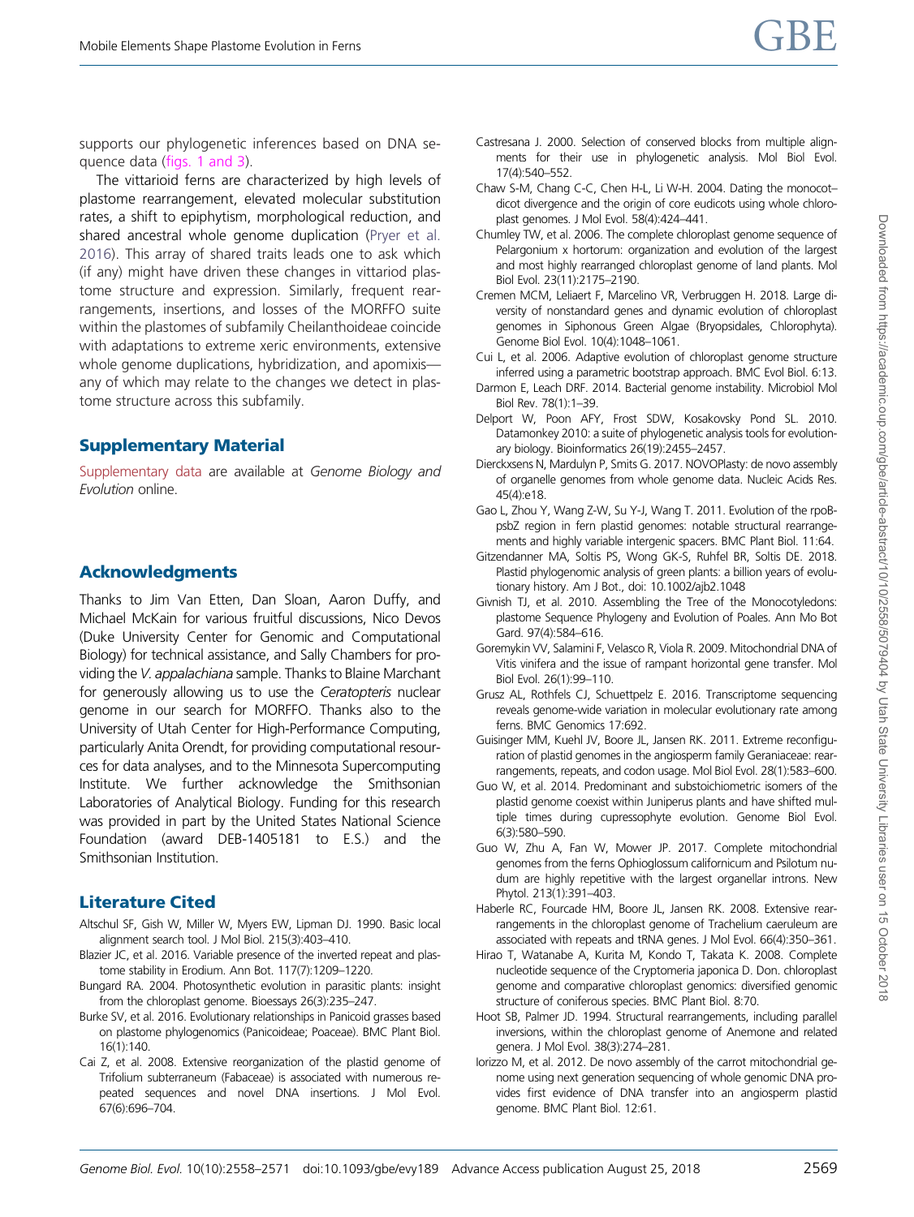supports our phylogenetic inferences based on DNA sequence data (figs. 1 and 3).

The vittarioid ferns are characterized by high levels of plastome rearrangement, elevated molecular substitution rates, a shift to epiphytism, morphological reduction, and shared ancestral whole genome duplication (Pryer et al. 2016). This array of shared traits leads one to ask which (if any) might have driven these changes in vittarioid plastome structure and expression. Similarly, frequent rearrangements, insertions, and losses of the MORFFO suite within the plastomes of subfamily Cheilanthoideae coincide with adaptations to extreme xeric environments, extensive whole genome duplications, hybridization, and apomixis—any of which may relate to the changes we detect in plastome structure across this subfamily.

## Supplementary Material

Supplementary data are available at *Genome Biology and Evolution* online.

## Acknowledgments

Thanks to Jim Van Etten, Dan Sloan, Aaron Duffy, and Michael McKain for various fruitful discussions, Nico Devos (Duke University Center for Genomic and Computational Biology) for technical assistance, and Sally Chambers for providing the *V. appalachiana* sample. Thanks to Blaine Marchant for generously allowing us to use the *Ceratopteris* nuclear genome in our search for MORFFO. Thanks also to the University of Utah Center for High-Performance Computing, particularly Anita Orendt, for providing computational resources for data analyses, and to the Minnesota Supercomputing Institute. We further acknowledge the Smithsonian Laboratories of Analytical Biology. Funding for this research was provided in part by the United States National Science Foundation (award DEB-1405181 to E.S.) and the Smithsonian Institution.

## Literature Cited

Altschul SF, Gish W, Miller W, Myers EW, Lipman DJ. 1990. Basic local alignment search tool. J Mol Biol. 215(3):403–410.

Blazier JC, et al. 2016. Variable presence of the inverted repeat and plastome stability in Erodium. Ann Bot. 117(7):1209–1220.

Bungard RA. 2004. Photosynthetic evolution in parasitic plants: insight from the chloroplast genome. Bioessays 26(3):235–247.

Burke SV, et al. 2016. Evolutionary relationships in Panicoid grasses based on plastome phylogenomics (Panicoideae; Poaceae). BMC Plant Biol. 16(1):140.

Cai Z, et al. 2008. Extensive reorganization of the plastid genome of Trifolium subterraneum (Fabaceae) is associated with numerous repeated sequences and novel DNA insertions. J Mol Evol. 67(6):696–704.

Castresana J. 2000. Selection of conserved blocks from multiple alignments for their use in phylogenetic analysis. Mol Biol Evol. 17(4):540–552.

Chaw S-M, Chang C-C, Chen H-L, Li W-H. 2004. Dating the monocot–dicot divergence and the origin of core eudicots using whole chloroplast genomes. J Mol Evol. 58(4):424–441.

Chumley TW, et al. 2006. The complete chloroplast genome sequence of Pelargonium x hortorum: organization and evolution of the largest and most highly rearranged chloroplast genome of land plants. Mol Biol Evol. 23(11):2175–2190.

Cremen MCM, Leliaert F, Marcelino VR, Verbruggen H. 2018. Large diversity of nonstandard genes and dynamic evolution of chloroplast genomes in Siphonous Green Algae (Bryopsidales, Chlorophyta). Genome Biol Evol. 10(4):1048–1061.

Cui L, et al. 2006. Adaptive evolution of chloroplast genome structure inferred using a parametric bootstrap approach. BMC Evol Biol. 6:13.

Darmon E, Leach DRF. 2014. Bacterial genome instability. Microbiol Mol Biol Rev. 78(1):1–39.

Delport W, Poon AFY, Frost SDW, Kosakovsky Pond SL. 2010. Datamonkey 2010: a suite of phylogenetic analysis tools for evolutionary biology. Bioinformatics 26(19):2455–2457.

Dierckxsens N, Mardulyn P, Smits G. 2017. NOVOPlasty: de novo assembly of organelle genomes from whole genome data. Nucleic Acids Res. 45(4):e18.

Gao L, Zhou Y, Wang Z-W, Su Y-J, Wang T. 2011. Evolution of the rpoB-psbZ region in fern plastid genomes: notable structural rearrangements and highly variable intergenic spacers. BMC Plant Biol. 11:64.

Gitzendanner MA, Soltis PS, Wong GK-S, Ruhfel BR, Soltis DE. 2018. Plastid phylogenomic analysis of green plants: a billion years of evolutionary history. Am J Bot., doi: 10.1002/ajb2.1048

Givnish TJ, et al. 2010. Assembling the Tree of the Monocotyledons: plastome Sequence Phylogeny and Evolution of Poales. Ann Mo Bot Gard. 97(4):584–616.

Goremykin VV, Salamini F, Velasco R, Viola R. 2009. Mitochondrial DNA of Vitis vinifera and the issue of rampant horizontal gene transfer. Mol Biol Evol. 26(1):99–110.

Grusz AL, Rothfels CJ, Schuettpelz E. 2016. Transcriptome sequencing reveals genome-wide variation in molecular evolutionary rate among ferns. BMC Genomics 17:692.

Guisinger MM, Kuehl JV, Boore JL, Jansen RK. 2011. Extreme reconfiguration of plastid genomes in the angiosperm family Geraniaceae: rearrangements, repeats, and codon usage. Mol Biol Evol. 28(1):583–600.

Guo W, et al. 2014. Predominant and substoichiometric isomers of the plastid genome coexist within Juniperus plants and have shifted multiple times during cupressophyte evolution. Genome Biol Evol. 6(3):580–590.

Guo W, Zhu A, Fan W, Mower JP. 2017. Complete mitochondrial genomes from the ferns Ophioglossum californicum and Psilotum nudum are highly repetitive with the largest organellar introns. New Phytol. 213(1):391–403.

Haberle RC, Fourcade HM, Boore JL, Jansen RK. 2008. Extensive rearrangements in the chloroplast genome of Trachelium caeruleum are associated with repeats and tRNA genes. J Mol Evol. 66(4):350–361.

Hirao T, Watanabe A, Kurita M, Kondo T, Takata K. 2008. Complete nucleotide sequence of the Cryptomeria japonica D. Don. chloroplast genome and comparative chloroplast genomics: diversified genomic structure of coniferous species. BMC Plant Biol. 8:70.

Hoot SB, Palmer JD. 1994. Structural rearrangements, including parallel inversions, within the chloroplast genome of Anemone and related genera. J Mol Evol. 38(3):274–281.

Iorizzo M, et al. 2012. De novo assembly of the carrot mitochondrial genome using next generation sequencing of whole genomic DNA provides first evidence of DNA transfer into an angiosperm plastid genome. BMC Plant Biol. 12:61.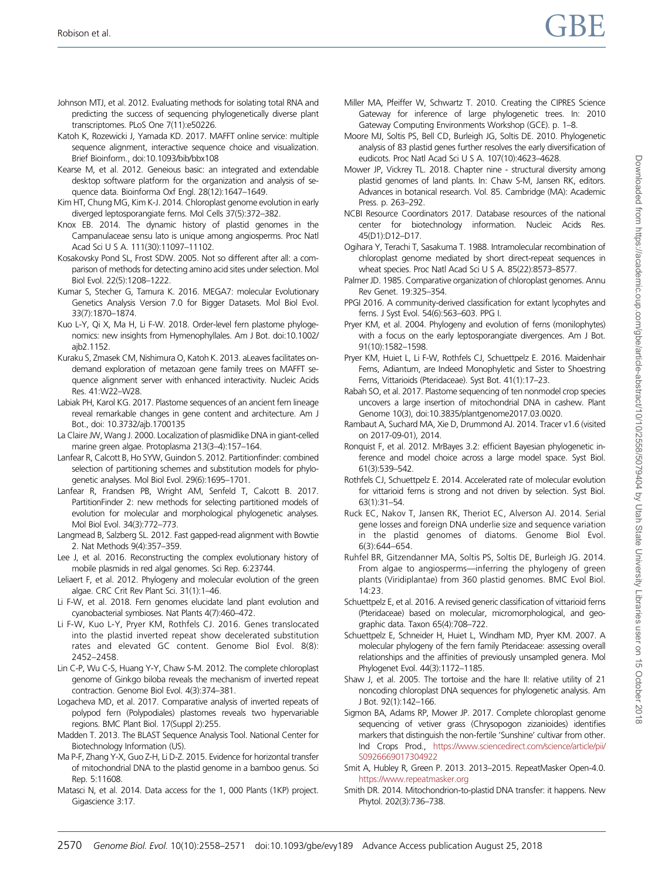Johnson MTJ, et al. 2012. Evaluating methods for isolating total RNA and predicting the success of sequencing phylogenetically diverse plant transcriptomes. PLoS One 7(11):e50226.

Katoh K, Rozewicki J, Yamada KD. 2017. MAFFT online service: multiple sequence alignment, interactive sequence choice and visualization. Brief Bioinform., doi:10.1093/bib/bbx108

Kearse M, et al. 2012. Geneious basic: an integrated and extendable desktop software platform for the organization and analysis of sequence data. Bioinforma Oxf Engl. 28(12):1647–1649.

Kim HT, Chung MG, Kim K-J. 2014. Chloroplast genome evolution in early diverged leptosporangiate ferns. Mol Cells 37(5):372–382.

Knox EB. 2014. The dynamic history of plastid genomes in the Campanulaceae sensu lato is unique among angiosperms. Proc Natl Acad Sci U S A. 111(30):11097–11102.

Kosakovsky Pond SL, Frost SDW. 2005. Not so different after all: a comparison of methods for detecting amino acid sites under selection. Mol Biol Evol. 22(5):1208–1222.

Kumar S, Stecher G, Tamura K. 2016. MEGA7: molecular Evolutionary Genetics Analysis Version 7.0 for Bigger Datasets. Mol Biol Evol. 33(7):1870–1874.

Kuo L-Y, Qi X, Ma H, Li F-W. 2018. Order-level fern plastome phylogenomics: new insights from Hymenophyllales. Am J Bot. doi:10.1002/ajb2.1152.

Kuraku S, Zmasek CM, Nishimura O, Katoh K. 2013. aLeaves facilitates on-demand exploration of metazoan gene family trees on MAFFT sequence alignment server with enhanced interactivity. Nucleic Acids Res. 41:W22–W28.

Labiak PH, Karol KG. 2017. Plastome sequences of an ancient fern lineage reveal remarkable changes in gene content and architecture. Am J Bot., doi: 10.3732/ajb.1700135

La Claire JW, Wang J. 2000. Localization of plasmidlike DNA in giant-celled marine green algae. Protoplasma 213(3–4):157–164.

Lanfear R, Calcott B, Ho SYW, Guindon S. 2012. Partitionfinder: combined selection of partitioning schemes and substitution models for phylogenetic analyses. Mol Biol Evol. 29(6):1695–1701.

Lanfear R, Frandsen PB, Wright AM, Senfeld T, Calcott B. 2017. PartitionFinder 2: new methods for selecting partitioned models of evolution for molecular and morphological phylogenetic analyses. Mol Biol Evol. 34(3):772–773.

Langmead B, Salzberg SL. 2012. Fast gapped-read alignment with Bowtie 2. Nat Methods 9(4):357–359.

Lee J, et al. 2016. Reconstructing the complex evolutionary history of mobile plasmids in red algal genomes. Sci Rep. 6:23744.

Leliaert F, et al. 2012. Phylogeny and molecular evolution of the green algae. CRC Crit Rev Plant Sci. 31(1):1–46.

Li F-W, et al. 2018. Fern genomes elucidate land plant evolution and cyanobacterial symbioses. Nat Plants 4(7):460–472.

Li F-W, Kuo L-Y, Pryer KM, Rothfels CJ. 2016. Genes translocated into the plastid inverted repeat show decelerated substitution rates and elevated GC content. Genome Biol Evol. 8(8): 2452–2458.

Lin C-P, Wu C-S, Huang Y-Y, Chaw S-M. 2012. The complete chloroplast genome of Ginkgo biloba reveals the mechanism of inverted repeat contraction. Genome Biol Evol. 4(3):374–381.

Logacheva MD, et al. 2017. Comparative analysis of inverted repeats of polypod fern (Polypodiales) plastomes reveals two hypervariable regions. BMC Plant Biol. 17(Suppl 2):255.

Madden T. 2013. The BLAST Sequence Analysis Tool. National Center for Biotechnology Information (US).

Ma P-F, Zhang Y-X, Guo Z-H, Li D-Z. 2015. Evidence for horizontal transfer of mitochondrial DNA to the plastid genome in a bamboo genus. Sci Rep. 5:11608.

Matasci N, et al. 2014. Data access for the 1, 000 Plants (1KP) project. Gigascience 3:17.

Miller MA, Pfeiffer W, Schwartz T. 2010. Creating the CIPRES Science Gateway for inference of large phylogenetic trees. In: 2010 Gateway Computing Environments Workshop (GCE). p. 1–8.

Moore MJ, Soltis PS, Bell CD, Burleigh JG, Soltis DE. 2010. Phylogenetic analysis of 83 plastid genes further resolves the early diversification of eudicots. Proc Natl Acad Sci U S A. 107(10):4623–4628.

Mower JP, Vickrey TL. 2018. Chapter nine - structural diversity among plastid genomes of land plants. In: Chaw S-M, Jansen RK, editors. Advances in botanical research. Vol. 85. Cambridge (MA): Academic Press. p. 263–292.

NCBI Resource Coordinators 2017. Database resources of the national center for biotechnology information. Nucleic Acids Res. 45(D1):D12–D17.

Ogihara Y, Terachi T, Sasakuma T. 1988. Intramolecular recombination of chloroplast genome mediated by short direct-repeat sequences in wheat species. Proc Natl Acad Sci U S A. 85(22):8573–8577.

Palmer JD. 1985. Comparative organization of chloroplast genomes. Annu Rev Genet. 19:325–354.

PPGI 2016. A community-derived classification for extant lycophytes and ferns. J Syst Evol. 54(6):563–603. PPG I.

Pryer KM, et al. 2004. Phylogeny and evolution of ferns (monilophytes) with a focus on the early leptosporangiate divergences. Am J Bot. 91(10):1582–1598.

Pryer KM, Huiet L, Li F-W, Rothfels CJ, Schuettpelz E. 2016. Maidenhair Ferns, Adiantum, are Indeed Monophyletic and Sister to Shoestring Ferns, Vittarioids (Pteridaceae). Syst Bot. 41(1):17–23.

Rabah SO, et al. 2017. Plastome sequencing of ten nonmodel crop species uncovers a large insertion of mitochondrial DNA in cashew. Plant Genome 10(3), doi:10.3835/plantgenome2017.03.0020.

Rambaut A, Suchard MA, Xie D, Drummond AJ. 2014. Tracer v1.6 (visited on 2017-09-01), 2014.

Ronquist F, et al. 2012. MrBayes 3.2: efficient Bayesian phylogenetic inference and model choice across a large model space. Syst Biol. 61(3):539–542.

Rothfels CJ, Schuettpelz E. 2014. Accelerated rate of molecular evolution for vittarioid ferns is strong and not driven by selection. Syst Biol. 63(1):31–54.

Ruck EC, Nakov T, Jansen RK, Theriot EC, Alverson AJ. 2014. Serial gene losses and foreign DNA underlie size and sequence variation in the plastid genomes of diatoms. Genome Biol Evol. 6(3):644–654.

Ruhfel BR, Gitzendanner MA, Soltis PS, Soltis DE, Burleigh JG. 2014. From algae to angiosperms—inferring the phylogeny of green plants (Viridiplantae) from 360 plastid genomes. BMC Evol Biol. 14:23.

Schuettpelz E, et al. 2016. A revised generic classification of vittarioid ferns (Pteridaceae) based on molecular, micromorphological, and geographic data. Taxon 65(4):708–722.

Schuettpelz E, Schneider H, Huiet L, Windham MD, Pryer KM. 2007. A molecular phylogeny of the fern family Pteridaceae: assessing overall relationships and the affinities of previously unsampled genera. Mol Phylogenet Evol. 44(3):1172–1185.

Shaw J, et al. 2005. The tortoise and the hare II: relative utility of 21 noncoding chloroplast DNA sequences for phylogenetic analysis. Am J Bot. 92(1):142–166.

Sigmon BA, Adams RP, Mower JP. 2017. Complete chloroplast genome sequencing of vetiver grass (Chrysopogon zizanioides) identifies markers that distinguish the non-fertile 'Sunshine' cultivar from other. Ind Crops Prod., https://www.sciencedirect.com/science/article/pii/S0926669017304922

Smit A, Hubley R, Green P. 2013. 2013–2015. RepeatMasker Open-4.0. https://www.repeatmasker.org

Smith DR. 2014. Mitochondrion-to-plastid DNA transfer: it happens. New Phytol. 202(3):736–738.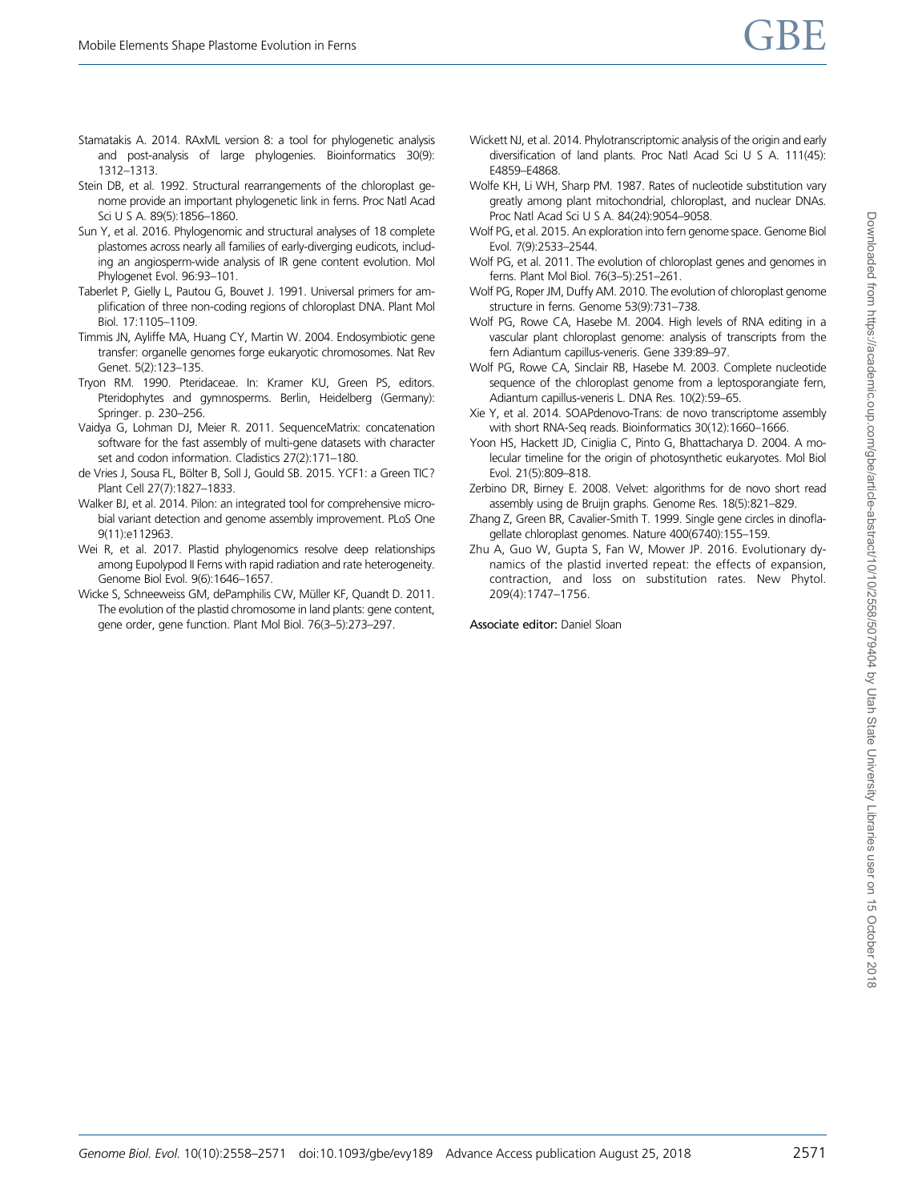Stamatakis A. 2014. RAxML version 8: a tool for phylogenetic analysis and post-analysis of large phylogenies. Bioinformatics 30(9): 1312–1313.

Stein DB, et al. 1992. Structural rearrangements of the chloroplast genome provide an important phylogenetic link in ferns. Proc Natl Acad Sci U S A. 89(5):1856–1860.

Sun Y, et al. 2016. Phylogenomic and structural analyses of 18 complete plastomes across nearly all families of early-diverging eudicots, including an angiosperm-wide analysis of IR gene content evolution. Mol Phylogenet Evol. 96:93–101.

Taberlet P, Gielly L, Pautou G, Bouvet J. 1991. Universal primers for amplification of three non-coding regions of chloroplast DNA. Plant Mol Biol. 17:1105–1109.

Timmis JN, Ayliffe MA, Huang CY, Martin W. 2004. Endosymbiotic gene transfer: organelle genomes forge eukaryotic chromosomes. Nat Rev Genet. 5(2):123–135.

Tryon RM. 1990. Pteridaceae. In: Kramer KU, Green PS, editors. Pteridophytes and gymnosperms. Berlin, Heidelberg (Germany): Springer. p. 230–256.

Vaidya G, Lohman DJ, Meier R. 2011. SequenceMatrix: concatenation software for the fast assembly of multi-gene datasets with character set and codon information. Cladistics 27(2):171–180.

de Vries J, Sousa FL, Bölter B, Soll J, Gould SB. 2015. YCF1: a Green TIC? Plant Cell 27(7):1827–1833.

Walker BJ, et al. 2014. Pilon: an integrated tool for comprehensive microbial variant detection and genome assembly improvement. PLoS One 9(11):e112963.

Wei R, et al. 2017. Plastid phylogenomics resolve deep relationships among Eupolypod II Ferns with rapid radiation and rate heterogeneity. Genome Biol Evol. 9(6):1646–1657.

Wicke S, Schneeweiss GM, dePamphilis CW, Müller KF, Quandt D. 2011. The evolution of the plastid chromosome in land plants: gene content, gene order, gene function. Plant Mol Biol. 76(3–5):273–297.

Wickett NJ, et al. 2014. Phylotranscriptomic analysis of the origin and early diversification of land plants. Proc Natl Acad Sci U S A. 111(45): E4859–E4868.

Wolfe KH, Li WH, Sharp PM. 1987. Rates of nucleotide substitution vary greatly among plant mitochondrial, chloroplast, and nuclear DNAs. Proc Natl Acad Sci U S A. 84(24):9054–9058.

Wolf PG, et al. 2015. An exploration into fern genome space. Genome Biol Evol. 7(9):2533–2544.

Wolf PG, et al. 2011. The evolution of chloroplast genes and genomes in ferns. Plant Mol Biol. 76(3–5):251–261.

Wolf PG, Roper JM, Duffy AM. 2010. The evolution of chloroplast genome structure in ferns. Genome 53(9):731–738.

Wolf PG, Rowe CA, Hasebe M. 2004. High levels of RNA editing in a vascular plant chloroplast genome: analysis of transcripts from the fern Adiantum capillus-veneris. Gene 339:89–97.

Wolf PG, Rowe CA, Sinclair RB, Hasebe M. 2003. Complete nucleotide sequence of the chloroplast genome from a leptosporangiate fern, Adiantum capillus-veneris L. DNA Res. 10(2):59–65.

Xie Y, et al. 2014. SOAPdenovo-Trans: de novo transcriptome assembly with short RNA-Seq reads. Bioinformatics 30(12):1660–1666.

Yoon HS, Hackett JD, Ciniglia C, Pinto G, Bhattacharya D. 2004. A molecular timeline for the origin of photosynthetic eukaryotes. Mol Biol Evol. 21(5):809–818.

Zerbino DR, Birney E. 2008. Velvet: algorithms for de novo short read assembly using de Bruijn graphs. Genome Res. 18(5):821–829.

Zhang Z, Green BR, Cavalier-Smith T. 1999. Single gene circles in dinoflagellate chloroplast genomes. Nature 400(6740):155–159.

Zhu A, Guo W, Gupta S, Fan W, Mower JP. 2016. Evolutionary dynamics of the plastid inverted repeat: the effects of expansion, contraction, and loss on substitution rates. New Phytol. 209(4):1747–1756.

Associate editor: Daniel Sloan